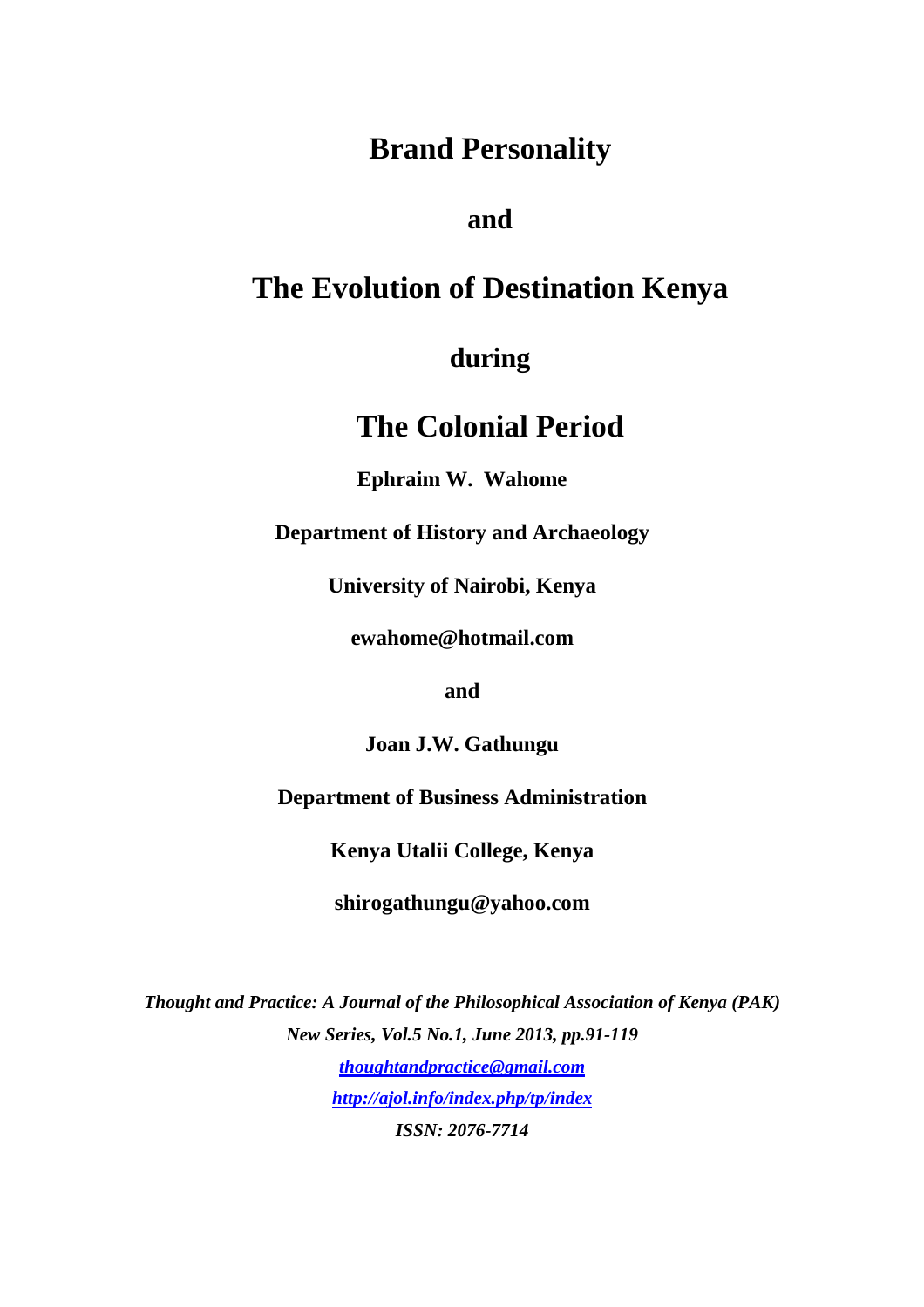# Brand Personality

# and

# The Evolution of Destination Kenya

# during

# The Colonial Period

**Ephraim W. Wahome**

**Department of History and Archaeology**

**University of Nairobi, Kenya**

**ewahome@hotmail.com**

**and**

**Joan J.W. Gathungu**

**Department of Business Administration**

**Kenya Utalii College, Kenya**

**shirogathungu@yahoo.com**

***Thought and Practice: A Journal of the Philosophical Association of Kenya (PAK)***
***New Series, Vol.5 No.1, June 2013, pp.91-119***
***thoughtandpractice@gmail.com***
***http://ajol.info/index.php/tp/index***
***ISSN: 2076-7714***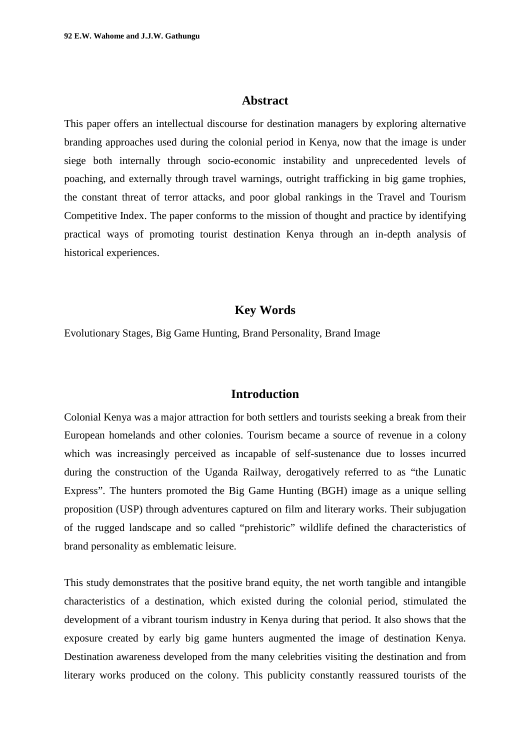## Abstract

This paper offers an intellectual discourse for destination managers by exploring alternative branding approaches used during the colonial period in Kenya, now that the image is under siege both internally through socio-economic instability and unprecedented levels of poaching, and externally through travel warnings, outright trafficking in big game trophies, the constant threat of terror attacks, and poor global rankings in the Travel and Tourism Competitive Index. The paper conforms to the mission of thought and practice by identifying practical ways of promoting tourist destination Kenya through an in-depth analysis of historical experiences.

## Key Words

Evolutionary Stages, Big Game Hunting, Brand Personality, Brand Image

## Introduction

Colonial Kenya was a major attraction for both settlers and tourists seeking a break from their European homelands and other colonies. Tourism became a source of revenue in a colony which was increasingly perceived as incapable of self-sustenance due to losses incurred during the construction of the Uganda Railway, derogatively referred to as "the Lunatic Express". The hunters promoted the Big Game Hunting (BGH) image as a unique selling proposition (USP) through adventures captured on film and literary works. Their subjugation of the rugged landscape and so called "prehistoric" wildlife defined the characteristics of brand personality as emblematic leisure.

This study demonstrates that the positive brand equity, the net worth tangible and intangible characteristics of a destination, which existed during the colonial period, stimulated the development of a vibrant tourism industry in Kenya during that period. It also shows that the exposure created by early big game hunters augmented the image of destination Kenya. Destination awareness developed from the many celebrities visiting the destination and from literary works produced on the colony. This publicity constantly reassured tourists of the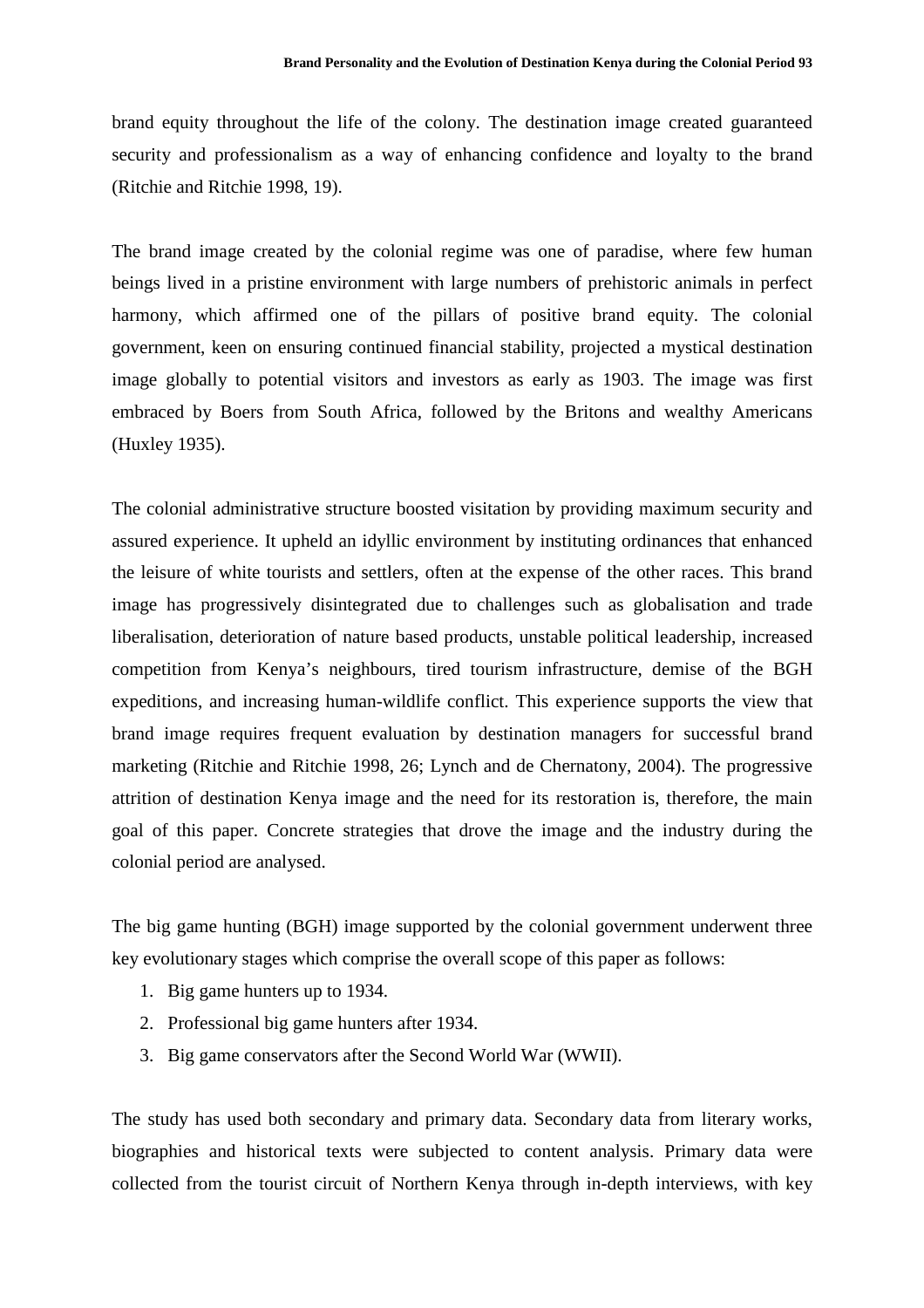brand equity throughout the life of the colony. The destination image created guaranteed security and professionalism as a way of enhancing confidence and loyalty to the brand (Ritchie and Ritchie 1998, 19).

The brand image created by the colonial regime was one of paradise, where few human beings lived in a pristine environment with large numbers of prehistoric animals in perfect harmony, which affirmed one of the pillars of positive brand equity. The colonial government, keen on ensuring continued financial stability, projected a mystical destination image globally to potential visitors and investors as early as 1903. The image was first embraced by Boers from South Africa, followed by the Britons and wealthy Americans (Huxley 1935).

The colonial administrative structure boosted visitation by providing maximum security and assured experience. It upheld an idyllic environment by instituting ordinances that enhanced the leisure of white tourists and settlers, often at the expense of the other races. This brand image has progressively disintegrated due to challenges such as globalisation and trade liberalisation, deterioration of nature based products, unstable political leadership, increased competition from Kenya's neighbours, tired tourism infrastructure, demise of the BGH expeditions, and increasing human-wildlife conflict. This experience supports the view that brand image requires frequent evaluation by destination managers for successful brand marketing (Ritchie and Ritchie 1998, 26; Lynch and de Chernatony, 2004). The progressive attrition of destination Kenya image and the need for its restoration is, therefore, the main goal of this paper. Concrete strategies that drove the image and the industry during the colonial period are analysed.

The big game hunting (BGH) image supported by the colonial government underwent three key evolutionary stages which comprise the overall scope of this paper as follows:

1. Big game hunters up to 1934.
2. Professional big game hunters after 1934.
3. Big game conservators after the Second World War (WWII).

The study has used both secondary and primary data. Secondary data from literary works, biographies and historical texts were subjected to content analysis. Primary data were collected from the tourist circuit of Northern Kenya through in-depth interviews, with key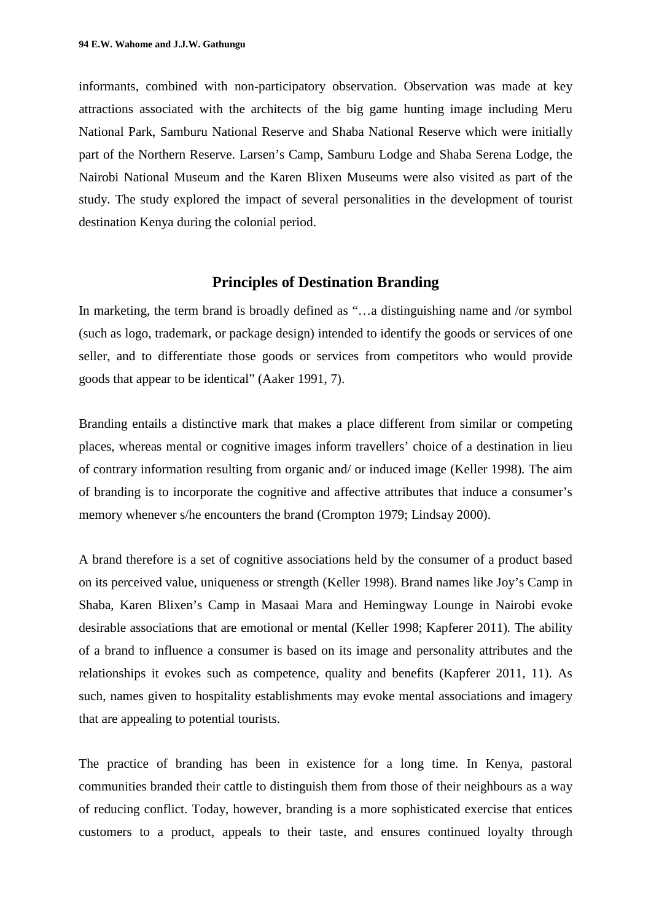informants, combined with non-participatory observation. Observation was made at key attractions associated with the architects of the big game hunting image including Meru National Park, Samburu National Reserve and Shaba National Reserve which were initially part of the Northern Reserve. Larsen's Camp, Samburu Lodge and Shaba Serena Lodge, the Nairobi National Museum and the Karen Blixen Museums were also visited as part of the study. The study explored the impact of several personalities in the development of tourist destination Kenya during the colonial period.

## Principles of Destination Branding

In marketing, the term brand is broadly defined as "…a distinguishing name and /or symbol (such as logo, trademark, or package design) intended to identify the goods or services of one seller, and to differentiate those goods or services from competitors who would provide goods that appear to be identical" (Aaker 1991, 7).

Branding entails a distinctive mark that makes a place different from similar or competing places, whereas mental or cognitive images inform travellers' choice of a destination in lieu of contrary information resulting from organic and/ or induced image (Keller 1998). The aim of branding is to incorporate the cognitive and affective attributes that induce a consumer's memory whenever s/he encounters the brand (Crompton 1979; Lindsay 2000).

A brand therefore is a set of cognitive associations held by the consumer of a product based on its perceived value, uniqueness or strength (Keller 1998). Brand names like Joy's Camp in Shaba, Karen Blixen's Camp in Masaai Mara and Hemingway Lounge in Nairobi evoke desirable associations that are emotional or mental (Keller 1998; Kapferer 2011). The ability of a brand to influence a consumer is based on its image and personality attributes and the relationships it evokes such as competence, quality and benefits (Kapferer 2011, 11). As such, names given to hospitality establishments may evoke mental associations and imagery that are appealing to potential tourists.

The practice of branding has been in existence for a long time. In Kenya, pastoral communities branded their cattle to distinguish them from those of their neighbours as a way of reducing conflict. Today, however, branding is a more sophisticated exercise that entices customers to a product, appeals to their taste, and ensures continued loyalty through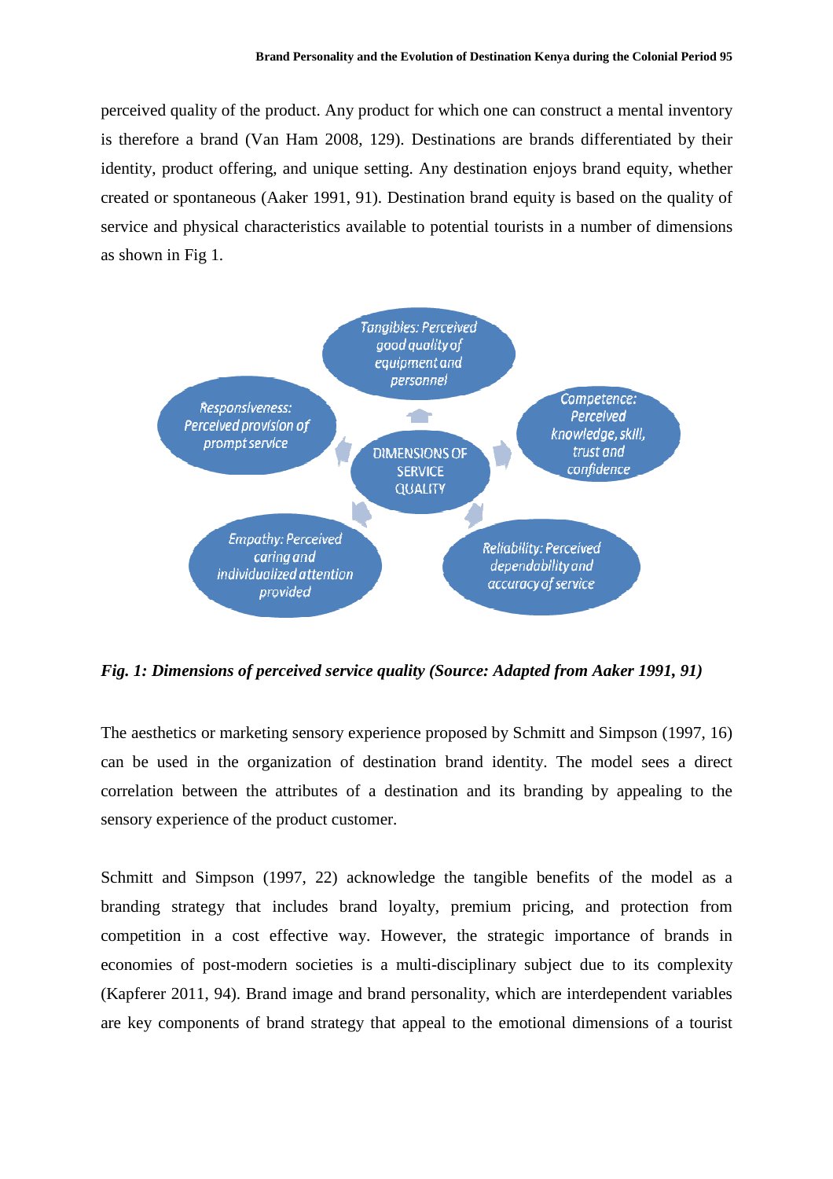perceived quality of the product. Any product for which one can construct a mental inventory is therefore a brand (Van Ham 2008, 129). Destinations are brands differentiated by their identity, product offering, and unique setting. Any destination enjoys brand equity, whether created or spontaneous (Aaker 1991, 91). Destination brand equity is based on the quality of service and physical characteristics available to potential tourists in a number of dimensions as shown in Fig 1.

Tangibles: Perceived good quality of equipment and personnel

Responsiveness: Perceived provision of prompt service

DIMENSIONS OF SERVICE QUALITY

Competence: Perceived knowledge, skill, trust and confidence

Empathy: Perceived caring and individualized attention provided

Reliability: Perceived dependability and accuracy of service

***Fig. 1: Dimensions of perceived service quality (Source: Adapted from Aaker 1991, 91)***

The aesthetics or marketing sensory experience proposed by Schmitt and Simpson (1997, 16) can be used in the organization of destination brand identity. The model sees a direct correlation between the attributes of a destination and its branding by appealing to the sensory experience of the product customer.

Schmitt and Simpson (1997, 22) acknowledge the tangible benefits of the model as a branding strategy that includes brand loyalty, premium pricing, and protection from competition in a cost effective way. However, the strategic importance of brands in economies of post-modern societies is a multi-disciplinary subject due to its complexity (Kapferer 2011, 94). Brand image and brand personality, which are interdependent variables are key components of brand strategy that appeal to the emotional dimensions of a tourist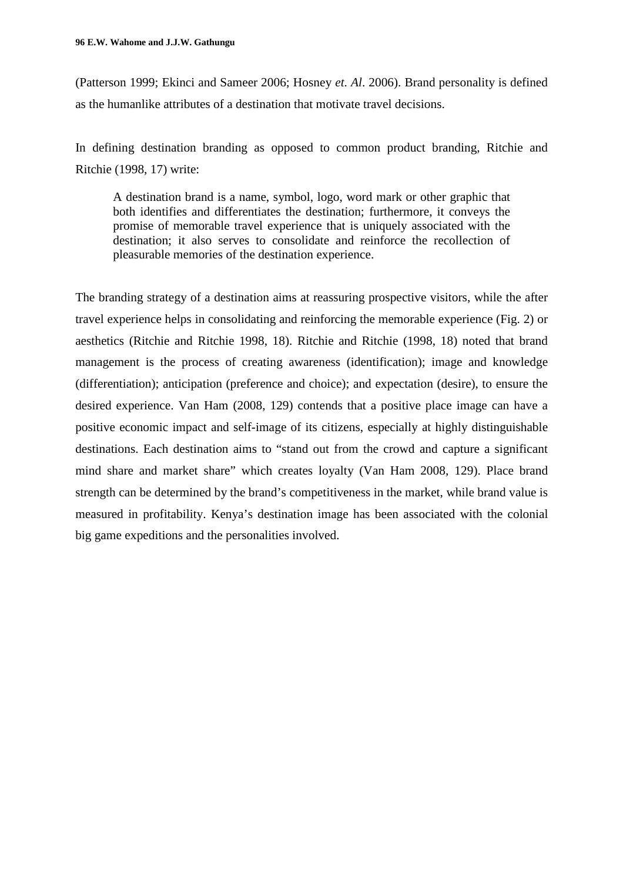(Patterson 1999; Ekinci and Sameer 2006; Hosney *et. Al*. 2006). Brand personality is defined as the humanlike attributes of a destination that motivate travel decisions.

In defining destination branding as opposed to common product branding, Ritchie and Ritchie (1998, 17) write:

> A destination brand is a name, symbol, logo, word mark or other graphic that both identifies and differentiates the destination; furthermore, it conveys the promise of memorable travel experience that is uniquely associated with the destination; it also serves to consolidate and reinforce the recollection of pleasurable memories of the destination experience.

The branding strategy of a destination aims at reassuring prospective visitors, while the after travel experience helps in consolidating and reinforcing the memorable experience (Fig. 2) or aesthetics (Ritchie and Ritchie 1998, 18). Ritchie and Ritchie (1998, 18) noted that brand management is the process of creating awareness (identification); image and knowledge (differentiation); anticipation (preference and choice); and expectation (desire), to ensure the desired experience. Van Ham (2008, 129) contends that a positive place image can have a positive economic impact and self-image of its citizens, especially at highly distinguishable destinations. Each destination aims to "stand out from the crowd and capture a significant mind share and market share" which creates loyalty (Van Ham 2008, 129). Place brand strength can be determined by the brand's competitiveness in the market, while brand value is measured in profitability. Kenya's destination image has been associated with the colonial big game expeditions and the personalities involved.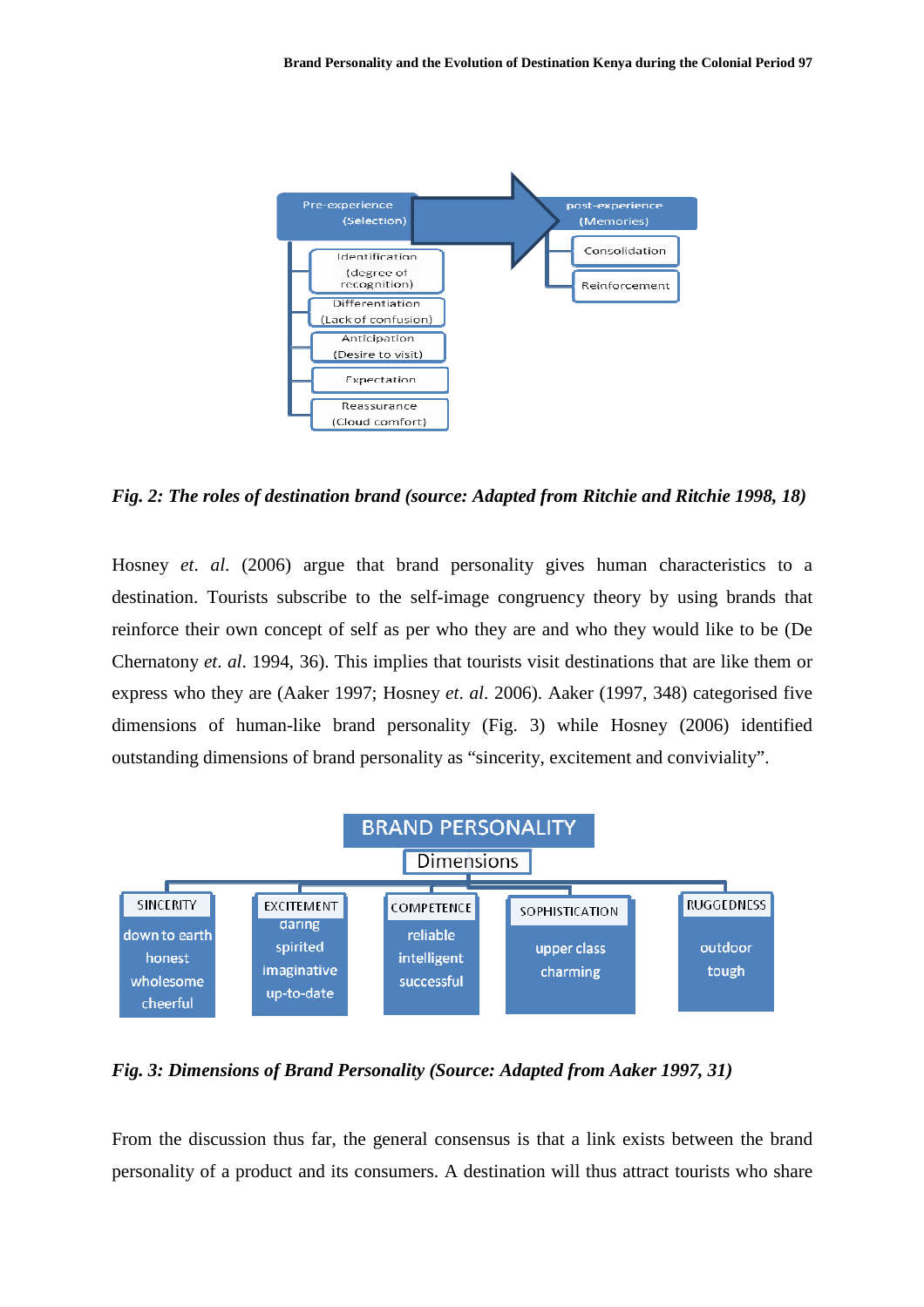Pre-experience (Selection)

- Identification (degree of recognition)
- Differentiation (Lack of confusion)
- Anticipation (Desire to visit)
- Expectation
- Reassurance (Cloud comfort)

post-experience (Memories)

- Consolidation
- Reinforcement

*Fig. 2: The roles of destination brand (source: Adapted from Ritchie and Ritchie 1998, 18)*

Hosney *et. al.* (2006) argue that brand personality gives human characteristics to a destination. Tourists subscribe to the self-image congruency theory by using brands that reinforce their own concept of self as per who they are and who they would like to be (De Chernatony *et. al.* 1994, 36). This implies that tourists visit destinations that are like them or express who they are (Aaker 1997; Hosney *et. al.* 2006). Aaker (1997, 348) categorised five dimensions of human-like brand personality (Fig. 3) while Hosney (2006) identified outstanding dimensions of brand personality as "sincerity, excitement and conviviality".

BRAND PERSONALITY

Dimensions

| SINCERITY | EXCITEMENT | COMPETENCE | SOPHISTICATION | RUGGEDNESS |
|---|---|---|---|---|
| down to earth<br>honest<br>wholesome<br>cheerful | daring<br>spirited<br>imaginative<br>up-to-date | reliable<br>intelligent<br>successful | upper class<br>charming | outdoor<br>tough |

*Fig. 3: Dimensions of Brand Personality (Source: Adapted from Aaker 1997, 31)*

From the discussion thus far, the general consensus is that a link exists between the brand personality of a product and its consumers. A destination will thus attract tourists who share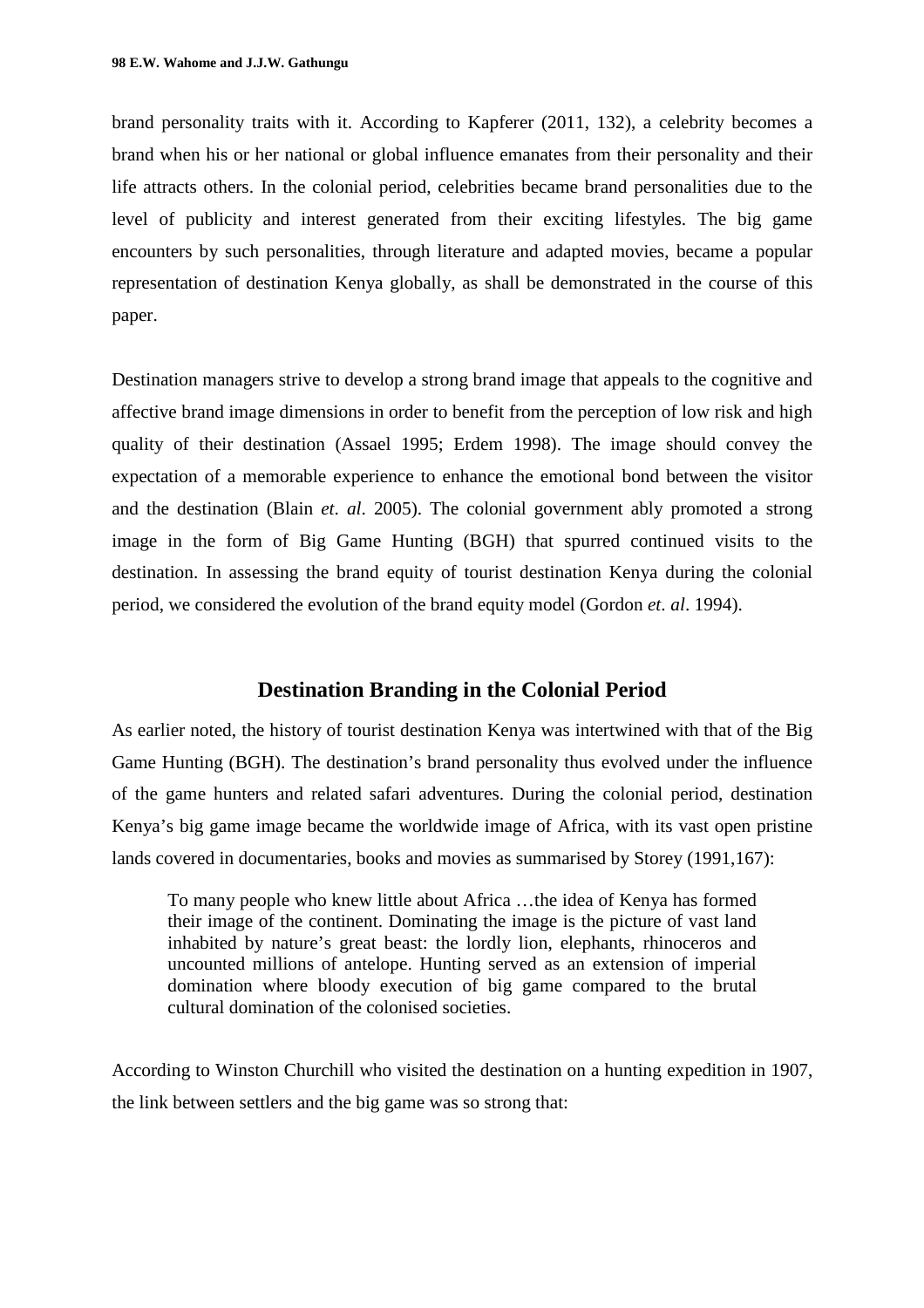brand personality traits with it. According to Kapferer (2011, 132), a celebrity becomes a brand when his or her national or global influence emanates from their personality and their life attracts others. In the colonial period, celebrities became brand personalities due to the level of publicity and interest generated from their exciting lifestyles. The big game encounters by such personalities, through literature and adapted movies, became a popular representation of destination Kenya globally, as shall be demonstrated in the course of this paper.

Destination managers strive to develop a strong brand image that appeals to the cognitive and affective brand image dimensions in order to benefit from the perception of low risk and high quality of their destination (Assael 1995; Erdem 1998). The image should convey the expectation of a memorable experience to enhance the emotional bond between the visitor and the destination (Blain *et*. *al*. 2005). The colonial government ably promoted a strong image in the form of Big Game Hunting (BGH) that spurred continued visits to the destination. In assessing the brand equity of tourist destination Kenya during the colonial period, we considered the evolution of the brand equity model (Gordon *et*. *al*. 1994).

## Destination Branding in the Colonial Period

As earlier noted, the history of tourist destination Kenya was intertwined with that of the Big Game Hunting (BGH). The destination's brand personality thus evolved under the influence of the game hunters and related safari adventures. During the colonial period, destination Kenya's big game image became the worldwide image of Africa, with its vast open pristine lands covered in documentaries, books and movies as summarised by Storey (1991,167):

> To many people who knew little about Africa …the idea of Kenya has formed their image of the continent. Dominating the image is the picture of vast land inhabited by nature's great beast: the lordly lion, elephants, rhinoceros and uncounted millions of antelope. Hunting served as an extension of imperial domination where bloody execution of big game compared to the brutal cultural domination of the colonised societies.

According to Winston Churchill who visited the destination on a hunting expedition in 1907, the link between settlers and the big game was so strong that: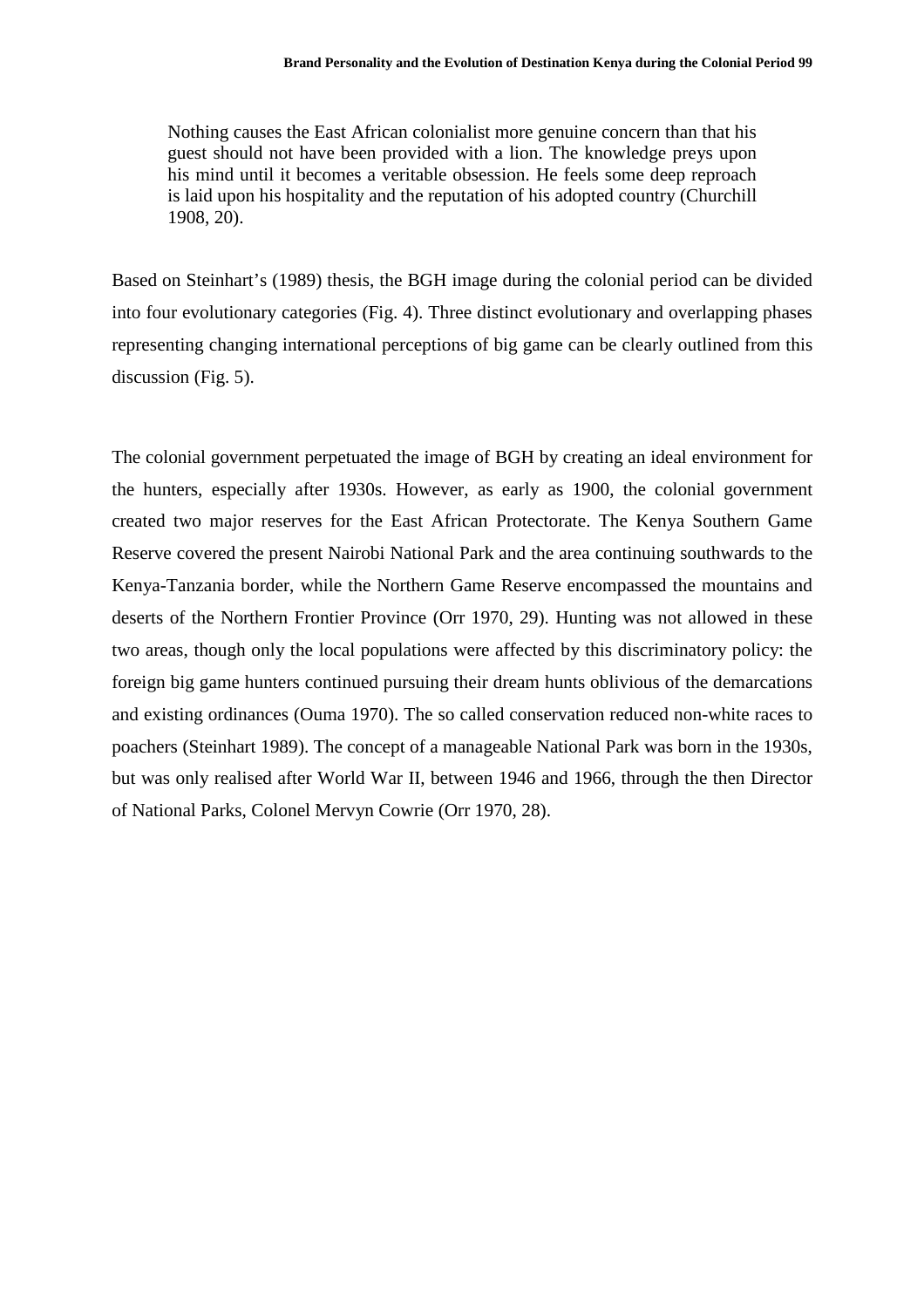> Nothing causes the East African colonialist more genuine concern than that his guest should not have been provided with a lion. The knowledge preys upon his mind until it becomes a veritable obsession. He feels some deep reproach is laid upon his hospitality and the reputation of his adopted country (Churchill 1908, 20).

Based on Steinhart's (1989) thesis, the BGH image during the colonial period can be divided into four evolutionary categories (Fig. 4). Three distinct evolutionary and overlapping phases representing changing international perceptions of big game can be clearly outlined from this discussion (Fig. 5).

The colonial government perpetuated the image of BGH by creating an ideal environment for the hunters, especially after 1930s. However, as early as 1900, the colonial government created two major reserves for the East African Protectorate. The Kenya Southern Game Reserve covered the present Nairobi National Park and the area continuing southwards to the Kenya-Tanzania border, while the Northern Game Reserve encompassed the mountains and deserts of the Northern Frontier Province (Orr 1970, 29). Hunting was not allowed in these two areas, though only the local populations were affected by this discriminatory policy: the foreign big game hunters continued pursuing their dream hunts oblivious of the demarcations and existing ordinances (Ouma 1970). The so called conservation reduced non-white races to poachers (Steinhart 1989). The concept of a manageable National Park was born in the 1930s, but was only realised after World War II, between 1946 and 1966, through the then Director of National Parks, Colonel Mervyn Cowrie (Orr 1970, 28).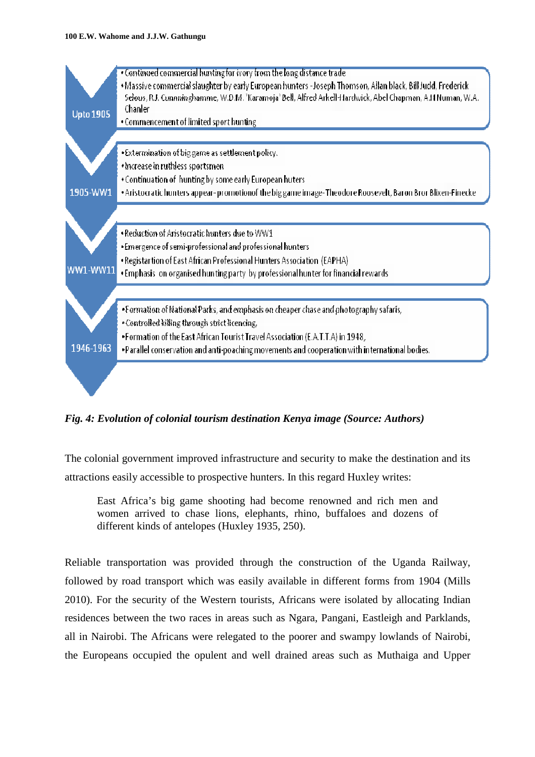| Period | Developments |
| --- | --- |
| Upto 1905 | • Continued commercial hunting for ivory from the long distance trade<br>• Massive commercial slaughter by early European hunters - Joseph Thomson, Allan black, Bill Judd, Frederick Selous, R.J. Cunninghamme, W.D.M. 'Karamoja' Bell, Alfred Arkell-Hardwick, Abel Chapman, A.H Numan, W.A. Chanler<br>• Commencement of limited sport hunting |
| 1905-WW1 | • Extermination of big game as settlement policy.<br>• Increase in ruthless sportsmen<br>• Continuation of hunting by some early European huters<br>• Aristocratic hunters appear - promotionof the big game image - Theodore Roosevelt, Baron Bror Blixen-Finecke |
| WW1-WW11 | • Reduction of Aristocratic hunters due to WW1<br>• Emergence of semi-professional and professional hunters<br>• Registartion of East African Professional Hunters Association (EAPHA)<br>• Emphasis on organised hunting party by professional hunter for financial rewards |
| 1946-1963 | • Formation of National Parks, and emphasis on cheaper chase and photography safaris,<br>• Controlled killing through strict licencing,<br>• Formation of the East African Tourist Travel Association (E.A.T.T.A) in 1948,<br>• Parallel conservation and anti-poaching movements and cooperation with international bodies. |

***Fig. 4: Evolution of colonial tourism destination Kenya image (Source: Authors)***

The colonial government improved infrastructure and security to make the destination and its attractions easily accessible to prospective hunters. In this regard Huxley writes:

> East Africa's big game shooting had become renowned and rich men and women arrived to chase lions, elephants, rhino, buffaloes and dozens of different kinds of antelopes (Huxley 1935, 250).

Reliable transportation was provided through the construction of the Uganda Railway, followed by road transport which was easily available in different forms from 1904 (Mills 2010). For the security of the Western tourists, Africans were isolated by allocating Indian residences between the two races in areas such as Ngara, Pangani, Eastleigh and Parklands, all in Nairobi. The Africans were relegated to the poorer and swampy lowlands of Nairobi, the Europeans occupied the opulent and well drained areas such as Muthaiga and Upper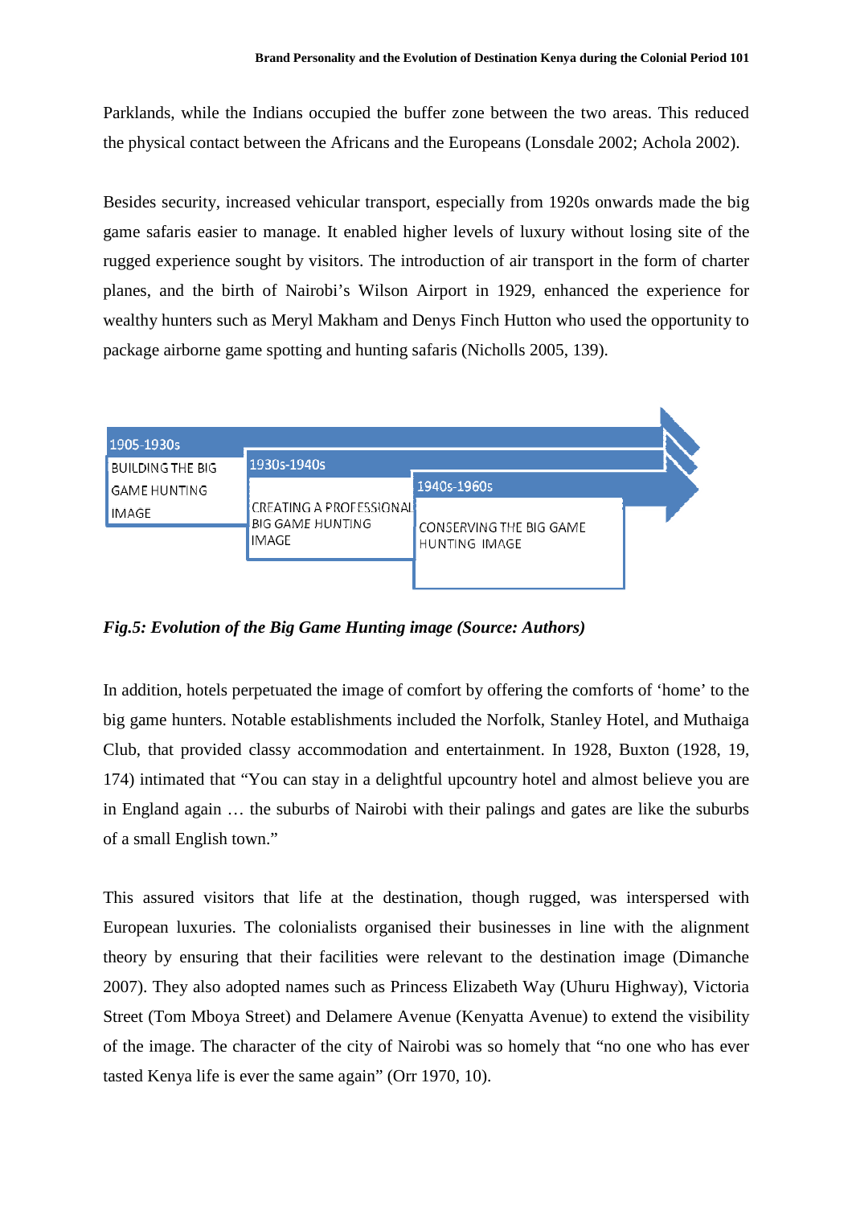Parklands, while the Indians occupied the buffer zone between the two areas. This reduced the physical contact between the Africans and the Europeans (Lonsdale 2002; Achola 2002).

Besides security, increased vehicular transport, especially from 1920s onwards made the big game safaris easier to manage. It enabled higher levels of luxury without losing site of the rugged experience sought by visitors. The introduction of air transport in the form of charter planes, and the birth of Nairobi's Wilson Airport in 1929, enhanced the experience for wealthy hunters such as Meryl Makham and Denys Finch Hutton who used the opportunity to package airborne game spotting and hunting safaris (Nicholls 2005, 139).

1905-1930s
BUILDING THE BIG GAME HUNTING IMAGE

1930s-1940s
CREATING A PROFESSIONAL BIG GAME HUNTING IMAGE

1940s-1960s
CONSERVING THE BIG GAME HUNTING IMAGE

***Fig.5: Evolution of the Big Game Hunting image (Source: Authors)***

In addition, hotels perpetuated the image of comfort by offering the comforts of 'home' to the big game hunters. Notable establishments included the Norfolk, Stanley Hotel, and Muthaiga Club, that provided classy accommodation and entertainment. In 1928, Buxton (1928, 19, 174) intimated that "You can stay in a delightful upcountry hotel and almost believe you are in England again … the suburbs of Nairobi with their palings and gates are like the suburbs of a small English town."

This assured visitors that life at the destination, though rugged, was interspersed with European luxuries. The colonialists organised their businesses in line with the alignment theory by ensuring that their facilities were relevant to the destination image (Dimanche 2007). They also adopted names such as Princess Elizabeth Way (Uhuru Highway), Victoria Street (Tom Mboya Street) and Delamere Avenue (Kenyatta Avenue) to extend the visibility of the image. The character of the city of Nairobi was so homely that "no one who has ever tasted Kenya life is ever the same again" (Orr 1970, 10).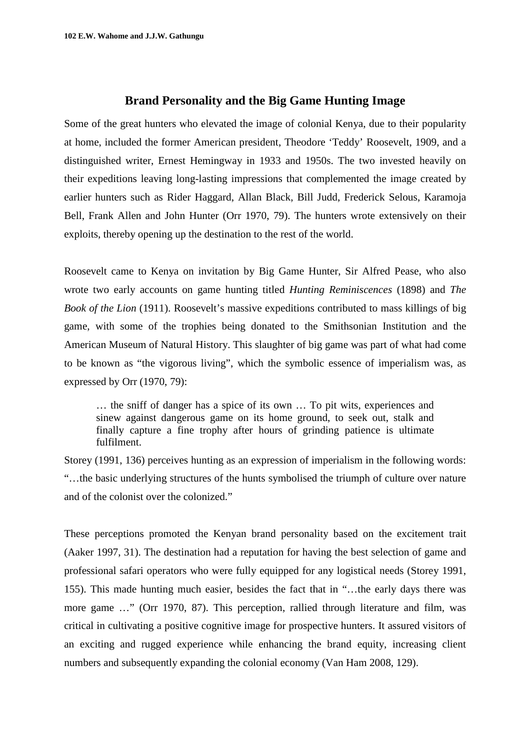## Brand Personality and the Big Game Hunting Image

Some of the great hunters who elevated the image of colonial Kenya, due to their popularity at home, included the former American president, Theodore 'Teddy' Roosevelt, 1909, and a distinguished writer, Ernest Hemingway in 1933 and 1950s. The two invested heavily on their expeditions leaving long-lasting impressions that complemented the image created by earlier hunters such as Rider Haggard, Allan Black, Bill Judd, Frederick Selous, Karamoja Bell, Frank Allen and John Hunter (Orr 1970, 79). The hunters wrote extensively on their exploits, thereby opening up the destination to the rest of the world.

Roosevelt came to Kenya on invitation by Big Game Hunter, Sir Alfred Pease, who also wrote two early accounts on game hunting titled *Hunting Reminiscences* (1898) and *The Book of the Lion* (1911). Roosevelt's massive expeditions contributed to mass killings of big game, with some of the trophies being donated to the Smithsonian Institution and the American Museum of Natural History. This slaughter of big game was part of what had come to be known as "the vigorous living", which the symbolic essence of imperialism was, as expressed by Orr (1970, 79):

> … the sniff of danger has a spice of its own … To pit wits, experiences and sinew against dangerous game on its home ground, to seek out, stalk and finally capture a fine trophy after hours of grinding patience is ultimate fulfilment.

Storey (1991, 136) perceives hunting as an expression of imperialism in the following words: "…the basic underlying structures of the hunts symbolised the triumph of culture over nature and of the colonist over the colonized."

These perceptions promoted the Kenyan brand personality based on the excitement trait (Aaker 1997, 31). The destination had a reputation for having the best selection of game and professional safari operators who were fully equipped for any logistical needs (Storey 1991, 155). This made hunting much easier, besides the fact that in "…the early days there was more game …" (Orr 1970, 87). This perception, rallied through literature and film, was critical in cultivating a positive cognitive image for prospective hunters. It assured visitors of an exciting and rugged experience while enhancing the brand equity, increasing client numbers and subsequently expanding the colonial economy (Van Ham 2008, 129).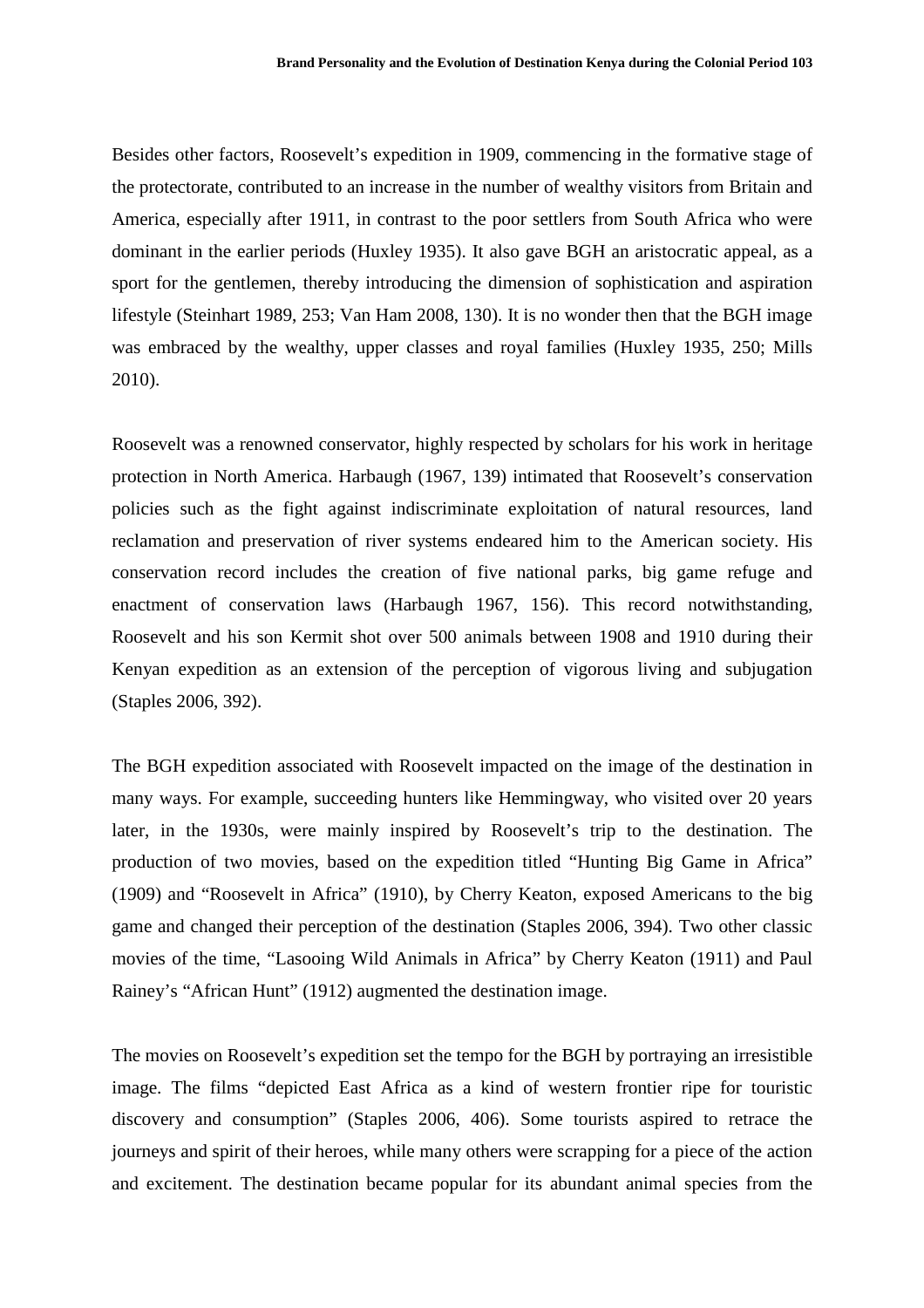Besides other factors, Roosevelt's expedition in 1909, commencing in the formative stage of the protectorate, contributed to an increase in the number of wealthy visitors from Britain and America, especially after 1911, in contrast to the poor settlers from South Africa who were dominant in the earlier periods (Huxley 1935). It also gave BGH an aristocratic appeal, as a sport for the gentlemen, thereby introducing the dimension of sophistication and aspiration lifestyle (Steinhart 1989, 253; Van Ham 2008, 130). It is no wonder then that the BGH image was embraced by the wealthy, upper classes and royal families (Huxley 1935, 250; Mills 2010).

Roosevelt was a renowned conservator, highly respected by scholars for his work in heritage protection in North America. Harbaugh (1967, 139) intimated that Roosevelt's conservation policies such as the fight against indiscriminate exploitation of natural resources, land reclamation and preservation of river systems endeared him to the American society. His conservation record includes the creation of five national parks, big game refuge and enactment of conservation laws (Harbaugh 1967, 156). This record notwithstanding, Roosevelt and his son Kermit shot over 500 animals between 1908 and 1910 during their Kenyan expedition as an extension of the perception of vigorous living and subjugation (Staples 2006, 392).

The BGH expedition associated with Roosevelt impacted on the image of the destination in many ways. For example, succeeding hunters like Hemmingway, who visited over 20 years later, in the 1930s, were mainly inspired by Roosevelt's trip to the destination. The production of two movies, based on the expedition titled "Hunting Big Game in Africa" (1909) and "Roosevelt in Africa" (1910), by Cherry Keaton, exposed Americans to the big game and changed their perception of the destination (Staples 2006, 394). Two other classic movies of the time, "Lasooing Wild Animals in Africa" by Cherry Keaton (1911) and Paul Rainey's "African Hunt" (1912) augmented the destination image.

The movies on Roosevelt's expedition set the tempo for the BGH by portraying an irresistible image. The films "depicted East Africa as a kind of western frontier ripe for touristic discovery and consumption" (Staples 2006, 406). Some tourists aspired to retrace the journeys and spirit of their heroes, while many others were scrapping for a piece of the action and excitement. The destination became popular for its abundant animal species from the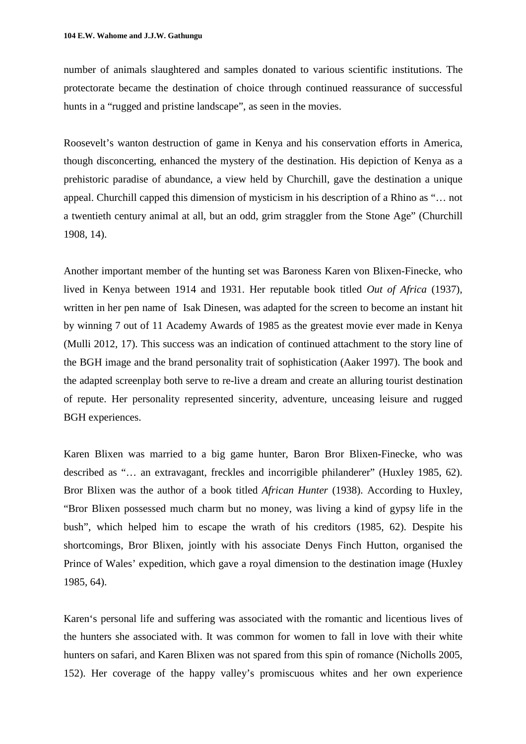number of animals slaughtered and samples donated to various scientific institutions. The protectorate became the destination of choice through continued reassurance of successful hunts in a "rugged and pristine landscape", as seen in the movies.

Roosevelt's wanton destruction of game in Kenya and his conservation efforts in America, though disconcerting, enhanced the mystery of the destination. His depiction of Kenya as a prehistoric paradise of abundance, a view held by Churchill, gave the destination a unique appeal. Churchill capped this dimension of mysticism in his description of a Rhino as "… not a twentieth century animal at all, but an odd, grim straggler from the Stone Age" (Churchill 1908, 14).

Another important member of the hunting set was Baroness Karen von Blixen-Finecke, who lived in Kenya between 1914 and 1931. Her reputable book titled *Out of Africa* (1937), written in her pen name of Isak Dinesen, was adapted for the screen to become an instant hit by winning 7 out of 11 Academy Awards of 1985 as the greatest movie ever made in Kenya (Mulli 2012, 17). This success was an indication of continued attachment to the story line of the BGH image and the brand personality trait of sophistication (Aaker 1997). The book and the adapted screenplay both serve to re-live a dream and create an alluring tourist destination of repute. Her personality represented sincerity, adventure, unceasing leisure and rugged BGH experiences.

Karen Blixen was married to a big game hunter, Baron Bror Blixen-Finecke, who was described as "… an extravagant, freckles and incorrigible philanderer" (Huxley 1985, 62). Bror Blixen was the author of a book titled *African Hunter* (1938). According to Huxley, "Bror Blixen possessed much charm but no money, was living a kind of gypsy life in the bush", which helped him to escape the wrath of his creditors (1985, 62). Despite his shortcomings, Bror Blixen, jointly with his associate Denys Finch Hutton, organised the Prince of Wales' expedition, which gave a royal dimension to the destination image (Huxley 1985, 64).

Karen's personal life and suffering was associated with the romantic and licentious lives of the hunters she associated with. It was common for women to fall in love with their white hunters on safari, and Karen Blixen was not spared from this spin of romance (Nicholls 2005, 152). Her coverage of the happy valley's promiscuous whites and her own experience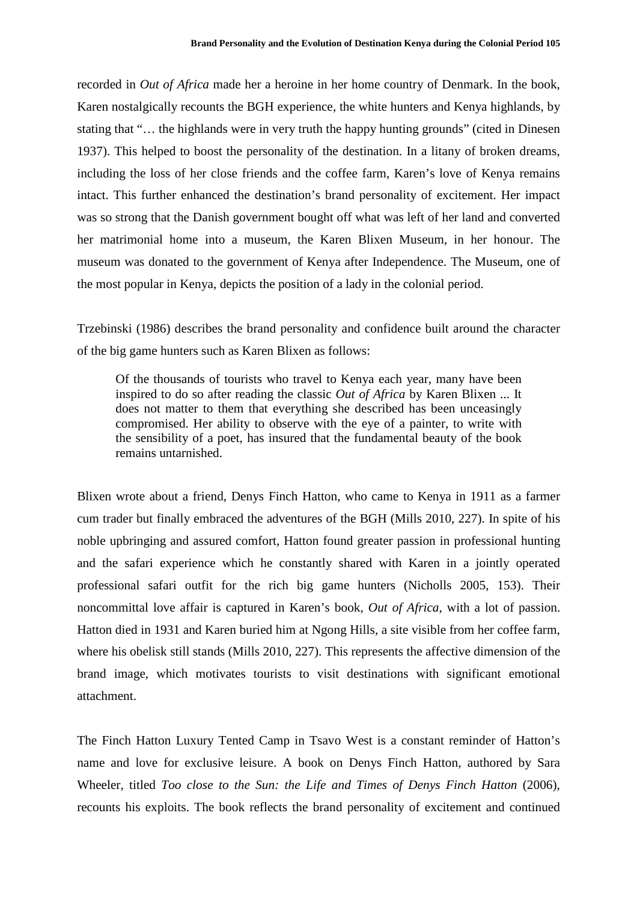recorded in *Out of Africa* made her a heroine in her home country of Denmark. In the book, Karen nostalgically recounts the BGH experience, the white hunters and Kenya highlands, by stating that "… the highlands were in very truth the happy hunting grounds" (cited in Dinesen 1937). This helped to boost the personality of the destination. In a litany of broken dreams, including the loss of her close friends and the coffee farm, Karen's love of Kenya remains intact. This further enhanced the destination's brand personality of excitement. Her impact was so strong that the Danish government bought off what was left of her land and converted her matrimonial home into a museum, the Karen Blixen Museum, in her honour. The museum was donated to the government of Kenya after Independence. The Museum, one of the most popular in Kenya, depicts the position of a lady in the colonial period.

Trzebinski (1986) describes the brand personality and confidence built around the character of the big game hunters such as Karen Blixen as follows:

> Of the thousands of tourists who travel to Kenya each year, many have been inspired to do so after reading the classic *Out of Africa* by Karen Blixen ... It does not matter to them that everything she described has been unceasingly compromised. Her ability to observe with the eye of a painter, to write with the sensibility of a poet, has insured that the fundamental beauty of the book remains untarnished.

Blixen wrote about a friend, Denys Finch Hatton, who came to Kenya in 1911 as a farmer cum trader but finally embraced the adventures of the BGH (Mills 2010, 227). In spite of his noble upbringing and assured comfort, Hatton found greater passion in professional hunting and the safari experience which he constantly shared with Karen in a jointly operated professional safari outfit for the rich big game hunters (Nicholls 2005, 153). Their noncommittal love affair is captured in Karen's book, *Out of Africa*, with a lot of passion. Hatton died in 1931 and Karen buried him at Ngong Hills, a site visible from her coffee farm, where his obelisk still stands (Mills 2010, 227). This represents the affective dimension of the brand image, which motivates tourists to visit destinations with significant emotional attachment.

The Finch Hatton Luxury Tented Camp in Tsavo West is a constant reminder of Hatton's name and love for exclusive leisure. A book on Denys Finch Hatton, authored by Sara Wheeler, titled *Too close to the Sun: the Life and Times of Denys Finch Hatton* (2006), recounts his exploits. The book reflects the brand personality of excitement and continued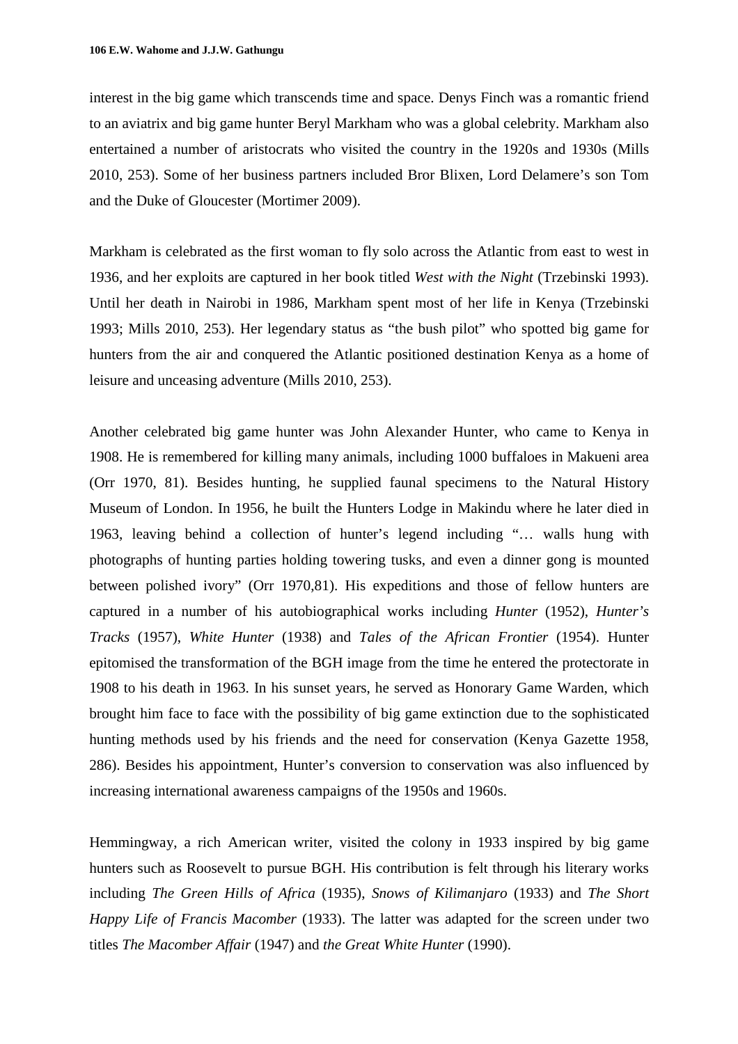interest in the big game which transcends time and space. Denys Finch was a romantic friend to an aviatrix and big game hunter Beryl Markham who was a global celebrity. Markham also entertained a number of aristocrats who visited the country in the 1920s and 1930s (Mills 2010, 253). Some of her business partners included Bror Blixen, Lord Delamere's son Tom and the Duke of Gloucester (Mortimer 2009).

Markham is celebrated as the first woman to fly solo across the Atlantic from east to west in 1936, and her exploits are captured in her book titled *West with the Night* (Trzebinski 1993). Until her death in Nairobi in 1986, Markham spent most of her life in Kenya (Trzebinski 1993; Mills 2010, 253). Her legendary status as "the bush pilot" who spotted big game for hunters from the air and conquered the Atlantic positioned destination Kenya as a home of leisure and unceasing adventure (Mills 2010, 253).

Another celebrated big game hunter was John Alexander Hunter, who came to Kenya in 1908. He is remembered for killing many animals, including 1000 buffaloes in Makueni area (Orr 1970, 81). Besides hunting, he supplied faunal specimens to the Natural History Museum of London. In 1956, he built the Hunters Lodge in Makindu where he later died in 1963, leaving behind a collection of hunter's legend including "… walls hung with photographs of hunting parties holding towering tusks, and even a dinner gong is mounted between polished ivory" (Orr 1970,81). His expeditions and those of fellow hunters are captured in a number of his autobiographical works including *Hunter* (1952), *Hunter's Tracks* (1957), *White Hunter* (1938) and *Tales of the African Frontier* (1954). Hunter epitomised the transformation of the BGH image from the time he entered the protectorate in 1908 to his death in 1963. In his sunset years, he served as Honorary Game Warden, which brought him face to face with the possibility of big game extinction due to the sophisticated hunting methods used by his friends and the need for conservation (Kenya Gazette 1958, 286). Besides his appointment, Hunter's conversion to conservation was also influenced by increasing international awareness campaigns of the 1950s and 1960s.

Hemmingway, a rich American writer, visited the colony in 1933 inspired by big game hunters such as Roosevelt to pursue BGH. His contribution is felt through his literary works including *The Green Hills of Africa* (1935), *Snows of Kilimanjaro* (1933) and *The Short Happy Life of Francis Macomber* (1933). The latter was adapted for the screen under two titles *The Macomber Affair* (1947) and *the Great White Hunter* (1990).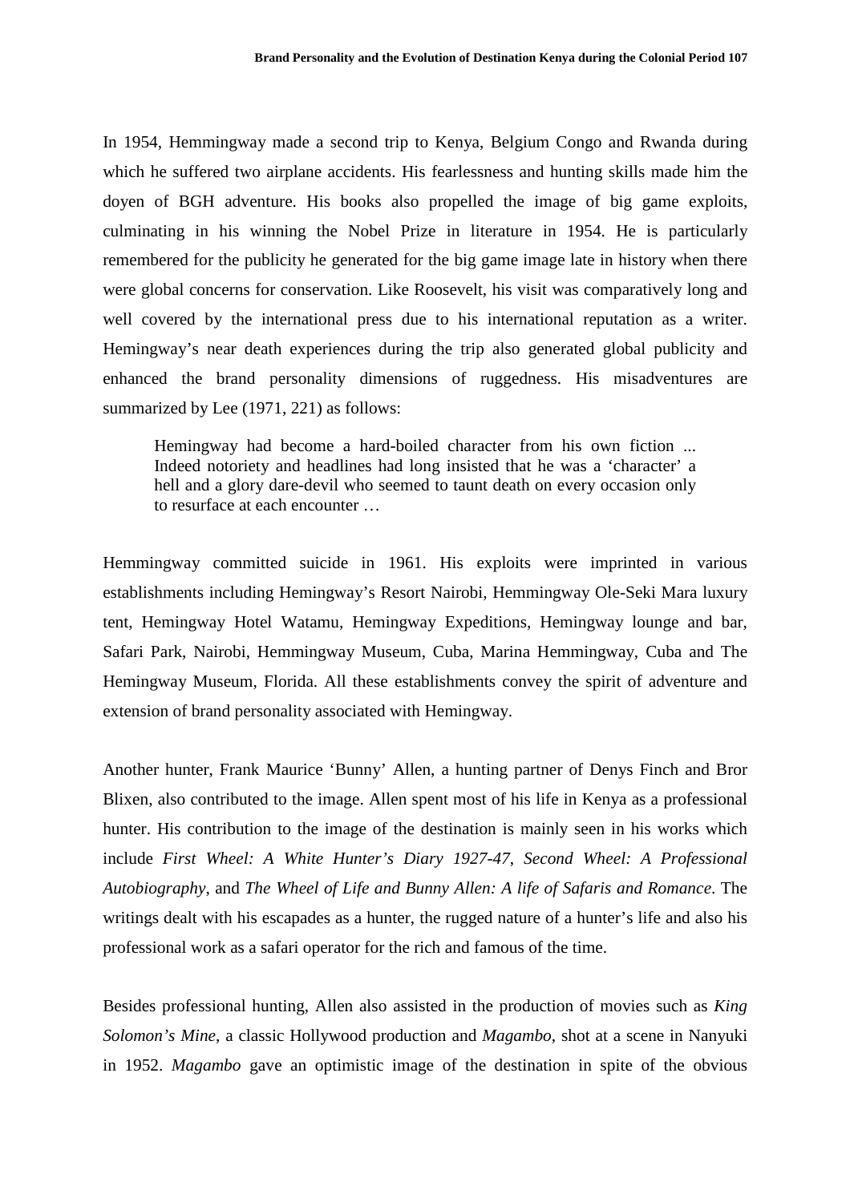In 1954, Hemmingway made a second trip to Kenya, Belgium Congo and Rwanda during which he suffered two airplane accidents. His fearlessness and hunting skills made him the doyen of BGH adventure. His books also propelled the image of big game exploits, culminating in his winning the Nobel Prize in literature in 1954. He is particularly remembered for the publicity he generated for the big game image late in history when there were global concerns for conservation. Like Roosevelt, his visit was comparatively long and well covered by the international press due to his international reputation as a writer. Hemingway's near death experiences during the trip also generated global publicity and enhanced the brand personality dimensions of ruggedness. His misadventures are summarized by Lee (1971, 221) as follows:

> Hemingway had become a hard-boiled character from his own fiction ... Indeed notoriety and headlines had long insisted that he was a 'character' a hell and a glory dare-devil who seemed to taunt death on every occasion only to resurface at each encounter …

Hemmingway committed suicide in 1961. His exploits were imprinted in various establishments including Hemingway's Resort Nairobi, Hemmingway Ole-Seki Mara luxury tent, Hemingway Hotel Watamu, Hemingway Expeditions, Hemingway lounge and bar, Safari Park, Nairobi, Hemmingway Museum, Cuba, Marina Hemmingway, Cuba and The Hemingway Museum, Florida. All these establishments convey the spirit of adventure and extension of brand personality associated with Hemingway.

Another hunter, Frank Maurice 'Bunny' Allen, a hunting partner of Denys Finch and Bror Blixen, also contributed to the image. Allen spent most of his life in Kenya as a professional hunter. His contribution to the image of the destination is mainly seen in his works which include *First Wheel: A White Hunter's Diary 1927-47*, *Second Wheel: A Professional Autobiography*, and *The Wheel of Life and Bunny Allen: A life of Safaris and Romance*. The writings dealt with his escapades as a hunter, the rugged nature of a hunter's life and also his professional work as a safari operator for the rich and famous of the time.

Besides professional hunting, Allen also assisted in the production of movies such as *King Solomon's Mine*, a classic Hollywood production and *Magambo*, shot at a scene in Nanyuki in 1952. *Magambo* gave an optimistic image of the destination in spite of the obvious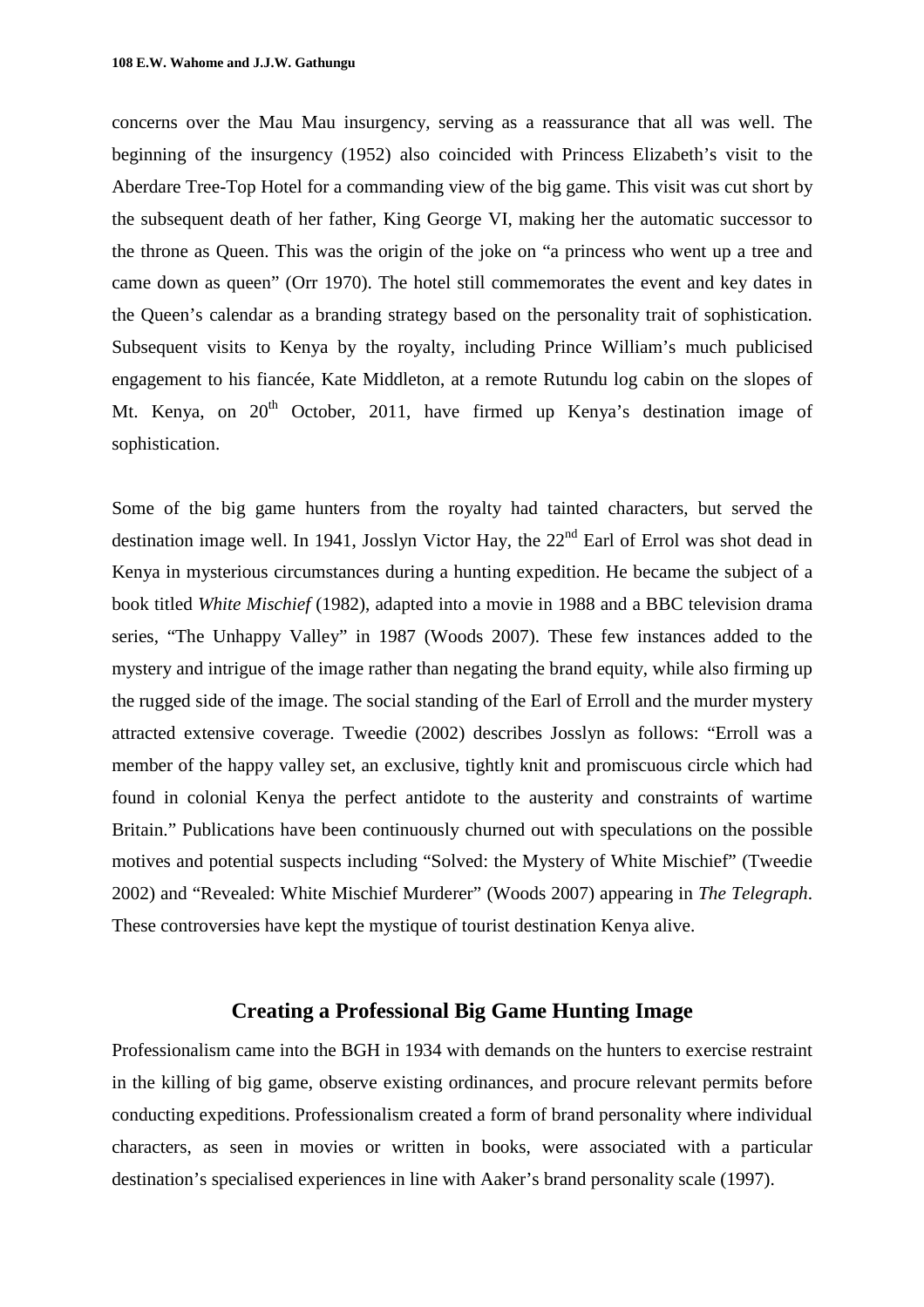concerns over the Mau Mau insurgency, serving as a reassurance that all was well. The beginning of the insurgency (1952) also coincided with Princess Elizabeth's visit to the Aberdare Tree-Top Hotel for a commanding view of the big game. This visit was cut short by the subsequent death of her father, King George VI, making her the automatic successor to the throne as Queen. This was the origin of the joke on "a princess who went up a tree and came down as queen" (Orr 1970). The hotel still commemorates the event and key dates in the Queen's calendar as a branding strategy based on the personality trait of sophistication. Subsequent visits to Kenya by the royalty, including Prince William's much publicised engagement to his fiancée, Kate Middleton, at a remote Rutundu log cabin on the slopes of Mt. Kenya, on 20th October, 2011, have firmed up Kenya's destination image of sophistication.

Some of the big game hunters from the royalty had tainted characters, but served the destination image well. In 1941, Josslyn Victor Hay, the 22nd Earl of Errol was shot dead in Kenya in mysterious circumstances during a hunting expedition. He became the subject of a book titled *White Mischief* (1982), adapted into a movie in 1988 and a BBC television drama series, "The Unhappy Valley" in 1987 (Woods 2007). These few instances added to the mystery and intrigue of the image rather than negating the brand equity, while also firming up the rugged side of the image. The social standing of the Earl of Erroll and the murder mystery attracted extensive coverage. Tweedie (2002) describes Josslyn as follows: "Erroll was a member of the happy valley set, an exclusive, tightly knit and promiscuous circle which had found in colonial Kenya the perfect antidote to the austerity and constraints of wartime Britain." Publications have been continuously churned out with speculations on the possible motives and potential suspects including "Solved: the Mystery of White Mischief" (Tweedie 2002) and "Revealed: White Mischief Murderer" (Woods 2007) appearing in *The Telegraph*. These controversies have kept the mystique of tourist destination Kenya alive.

## Creating a Professional Big Game Hunting Image

Professionalism came into the BGH in 1934 with demands on the hunters to exercise restraint in the killing of big game, observe existing ordinances, and procure relevant permits before conducting expeditions. Professionalism created a form of brand personality where individual characters, as seen in movies or written in books, were associated with a particular destination's specialised experiences in line with Aaker's brand personality scale (1997).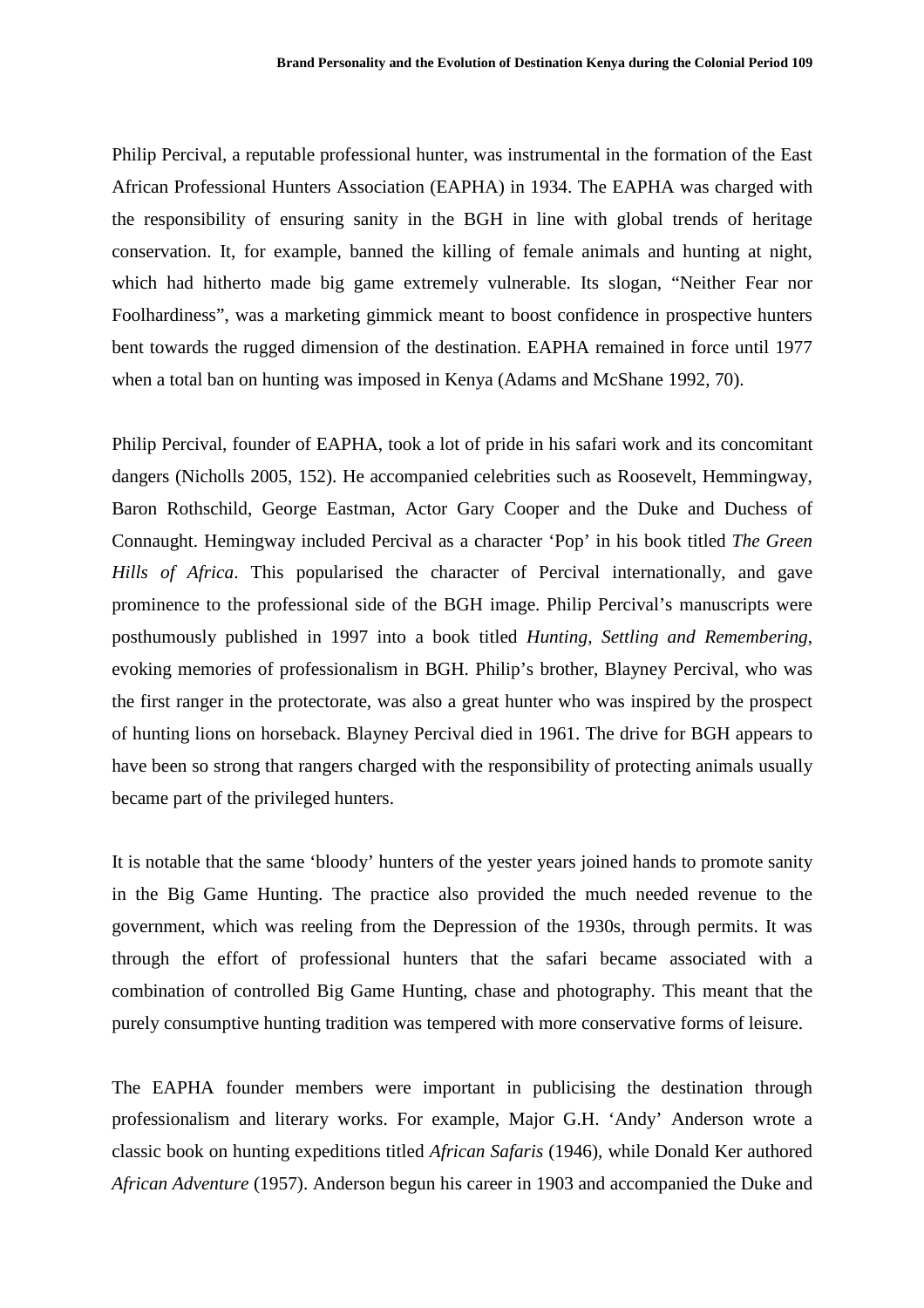Philip Percival, a reputable professional hunter, was instrumental in the formation of the East African Professional Hunters Association (EAPHA) in 1934. The EAPHA was charged with the responsibility of ensuring sanity in the BGH in line with global trends of heritage conservation. It, for example, banned the killing of female animals and hunting at night, which had hitherto made big game extremely vulnerable. Its slogan, "Neither Fear nor Foolhardiness", was a marketing gimmick meant to boost confidence in prospective hunters bent towards the rugged dimension of the destination. EAPHA remained in force until 1977 when a total ban on hunting was imposed in Kenya (Adams and McShane 1992, 70).

Philip Percival, founder of EAPHA, took a lot of pride in his safari work and its concomitant dangers (Nicholls 2005, 152). He accompanied celebrities such as Roosevelt, Hemmingway, Baron Rothschild, George Eastman, Actor Gary Cooper and the Duke and Duchess of Connaught. Hemingway included Percival as a character 'Pop' in his book titled *The Green Hills of Africa*. This popularised the character of Percival internationally, and gave prominence to the professional side of the BGH image. Philip Percival's manuscripts were posthumously published in 1997 into a book titled *Hunting, Settling and Remembering*, evoking memories of professionalism in BGH. Philip's brother, Blayney Percival, who was the first ranger in the protectorate, was also a great hunter who was inspired by the prospect of hunting lions on horseback. Blayney Percival died in 1961. The drive for BGH appears to have been so strong that rangers charged with the responsibility of protecting animals usually became part of the privileged hunters.

It is notable that the same 'bloody' hunters of the yester years joined hands to promote sanity in the Big Game Hunting. The practice also provided the much needed revenue to the government, which was reeling from the Depression of the 1930s, through permits. It was through the effort of professional hunters that the safari became associated with a combination of controlled Big Game Hunting, chase and photography. This meant that the purely consumptive hunting tradition was tempered with more conservative forms of leisure.

The EAPHA founder members were important in publicising the destination through professionalism and literary works. For example, Major G.H. 'Andy' Anderson wrote a classic book on hunting expeditions titled *African Safaris* (1946), while Donald Ker authored *African Adventure* (1957). Anderson begun his career in 1903 and accompanied the Duke and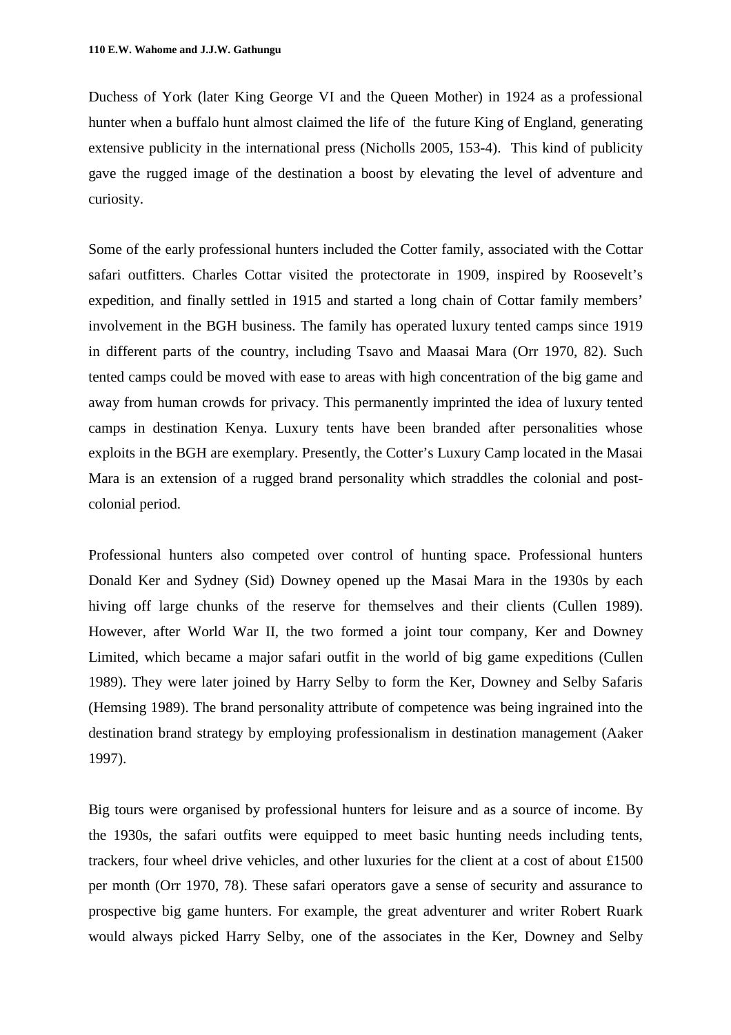Duchess of York (later King George VI and the Queen Mother) in 1924 as a professional hunter when a buffalo hunt almost claimed the life of the future King of England, generating extensive publicity in the international press (Nicholls 2005, 153-4). This kind of publicity gave the rugged image of the destination a boost by elevating the level of adventure and curiosity.

Some of the early professional hunters included the Cotter family, associated with the Cottar safari outfitters. Charles Cottar visited the protectorate in 1909, inspired by Roosevelt's expedition, and finally settled in 1915 and started a long chain of Cottar family members' involvement in the BGH business. The family has operated luxury tented camps since 1919 in different parts of the country, including Tsavo and Maasai Mara (Orr 1970, 82). Such tented camps could be moved with ease to areas with high concentration of the big game and away from human crowds for privacy. This permanently imprinted the idea of luxury tented camps in destination Kenya. Luxury tents have been branded after personalities whose exploits in the BGH are exemplary. Presently, the Cotter's Luxury Camp located in the Masai Mara is an extension of a rugged brand personality which straddles the colonial and post-colonial period.

Professional hunters also competed over control of hunting space. Professional hunters Donald Ker and Sydney (Sid) Downey opened up the Masai Mara in the 1930s by each hiving off large chunks of the reserve for themselves and their clients (Cullen 1989). However, after World War II, the two formed a joint tour company, Ker and Downey Limited, which became a major safari outfit in the world of big game expeditions (Cullen 1989). They were later joined by Harry Selby to form the Ker, Downey and Selby Safaris (Hemsing 1989). The brand personality attribute of competence was being ingrained into the destination brand strategy by employing professionalism in destination management (Aaker 1997).

Big tours were organised by professional hunters for leisure and as a source of income. By the 1930s, the safari outfits were equipped to meet basic hunting needs including tents, trackers, four wheel drive vehicles, and other luxuries for the client at a cost of about £1500 per month (Orr 1970, 78). These safari operators gave a sense of security and assurance to prospective big game hunters. For example, the great adventurer and writer Robert Ruark would always picked Harry Selby, one of the associates in the Ker, Downey and Selby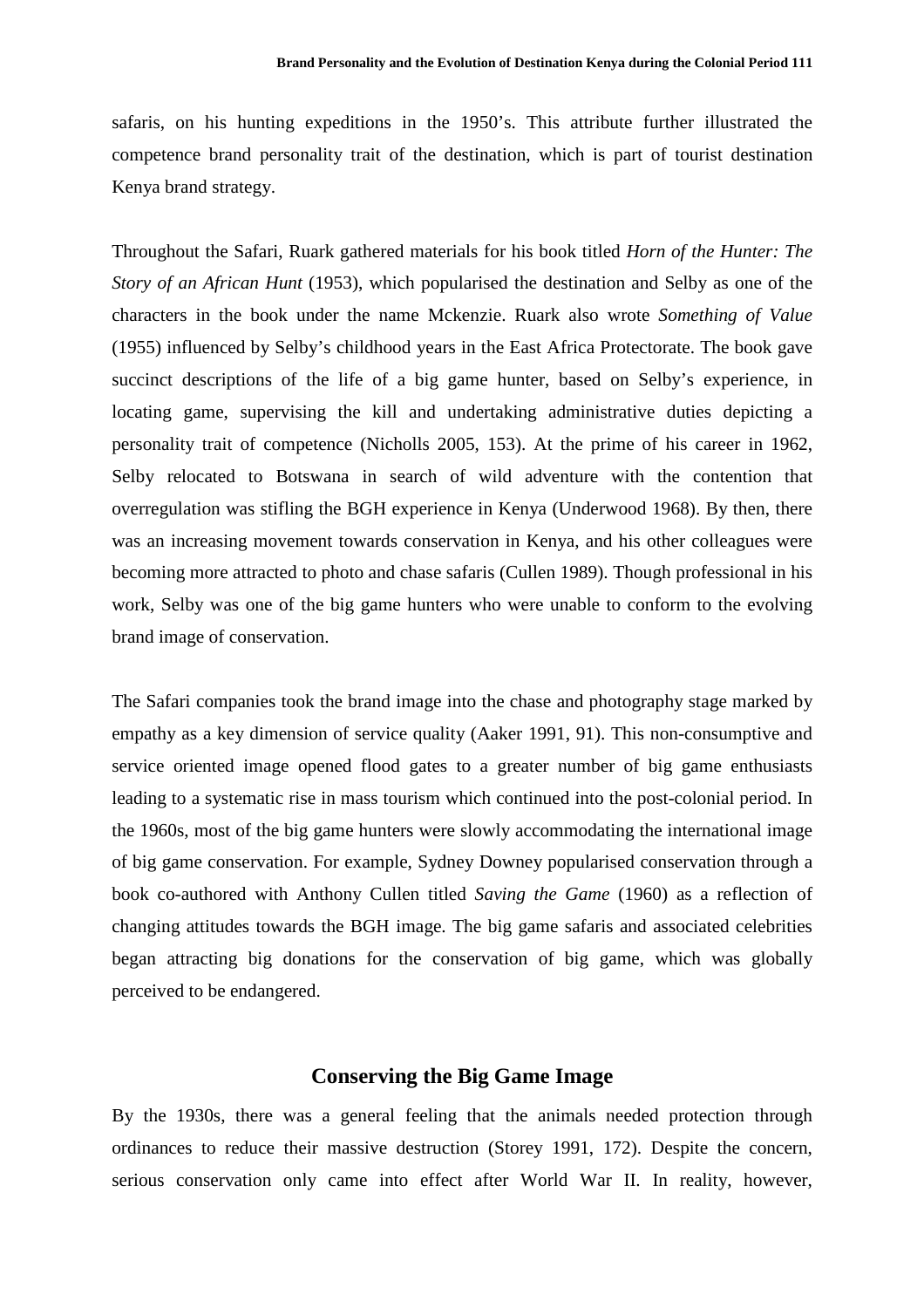safaris, on his hunting expeditions in the 1950's. This attribute further illustrated the competence brand personality trait of the destination, which is part of tourist destination Kenya brand strategy.

Throughout the Safari, Ruark gathered materials for his book titled *Horn of the Hunter: The Story of an African Hunt* (1953), which popularised the destination and Selby as one of the characters in the book under the name Mckenzie. Ruark also wrote *Something of Value* (1955) influenced by Selby's childhood years in the East Africa Protectorate. The book gave succinct descriptions of the life of a big game hunter, based on Selby's experience, in locating game, supervising the kill and undertaking administrative duties depicting a personality trait of competence (Nicholls 2005, 153). At the prime of his career in 1962, Selby relocated to Botswana in search of wild adventure with the contention that overregulation was stifling the BGH experience in Kenya (Underwood 1968). By then, there was an increasing movement towards conservation in Kenya, and his other colleagues were becoming more attracted to photo and chase safaris (Cullen 1989). Though professional in his work, Selby was one of the big game hunters who were unable to conform to the evolving brand image of conservation.

The Safari companies took the brand image into the chase and photography stage marked by empathy as a key dimension of service quality (Aaker 1991, 91). This non-consumptive and service oriented image opened flood gates to a greater number of big game enthusiasts leading to a systematic rise in mass tourism which continued into the post-colonial period. In the 1960s, most of the big game hunters were slowly accommodating the international image of big game conservation. For example, Sydney Downey popularised conservation through a book co-authored with Anthony Cullen titled *Saving the Game* (1960) as a reflection of changing attitudes towards the BGH image. The big game safaris and associated celebrities began attracting big donations for the conservation of big game, which was globally perceived to be endangered.

## Conserving the Big Game Image

By the 1930s, there was a general feeling that the animals needed protection through ordinances to reduce their massive destruction (Storey 1991, 172). Despite the concern, serious conservation only came into effect after World War II. In reality, however,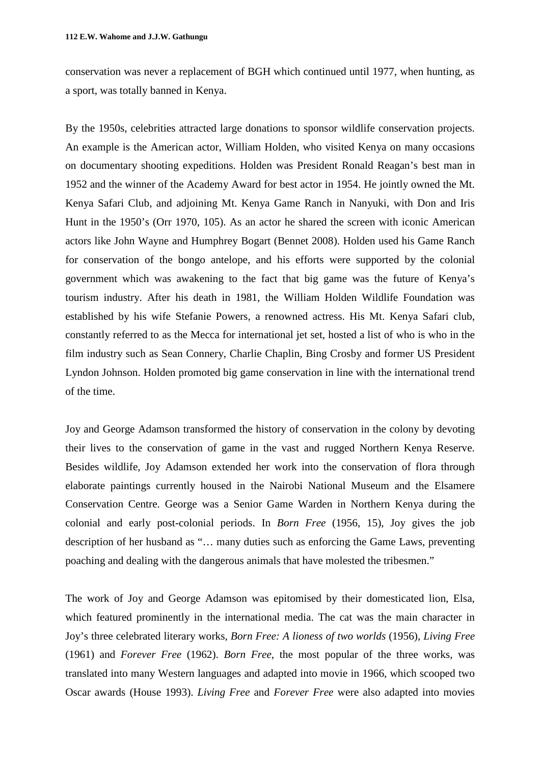conservation was never a replacement of BGH which continued until 1977, when hunting, as a sport, was totally banned in Kenya.

By the 1950s, celebrities attracted large donations to sponsor wildlife conservation projects. An example is the American actor, William Holden, who visited Kenya on many occasions on documentary shooting expeditions. Holden was President Ronald Reagan's best man in 1952 and the winner of the Academy Award for best actor in 1954. He jointly owned the Mt. Kenya Safari Club, and adjoining Mt. Kenya Game Ranch in Nanyuki, with Don and Iris Hunt in the 1950's (Orr 1970, 105). As an actor he shared the screen with iconic American actors like John Wayne and Humphrey Bogart (Bennet 2008). Holden used his Game Ranch for conservation of the bongo antelope, and his efforts were supported by the colonial government which was awakening to the fact that big game was the future of Kenya's tourism industry. After his death in 1981, the William Holden Wildlife Foundation was established by his wife Stefanie Powers, a renowned actress. His Mt. Kenya Safari club, constantly referred to as the Mecca for international jet set, hosted a list of who is who in the film industry such as Sean Connery, Charlie Chaplin, Bing Crosby and former US President Lyndon Johnson. Holden promoted big game conservation in line with the international trend of the time.

Joy and George Adamson transformed the history of conservation in the colony by devoting their lives to the conservation of game in the vast and rugged Northern Kenya Reserve. Besides wildlife, Joy Adamson extended her work into the conservation of flora through elaborate paintings currently housed in the Nairobi National Museum and the Elsamere Conservation Centre. George was a Senior Game Warden in Northern Kenya during the colonial and early post-colonial periods. In *Born Free* (1956, 15), Joy gives the job description of her husband as "… many duties such as enforcing the Game Laws, preventing poaching and dealing with the dangerous animals that have molested the tribesmen."

The work of Joy and George Adamson was epitomised by their domesticated lion, Elsa, which featured prominently in the international media. The cat was the main character in Joy's three celebrated literary works, *Born Free: A lioness of two worlds* (1956), *Living Free* (1961) and *Forever Free* (1962). *Born Free*, the most popular of the three works, was translated into many Western languages and adapted into movie in 1966, which scooped two Oscar awards (House 1993). *Living Free* and *Forever Free* were also adapted into movies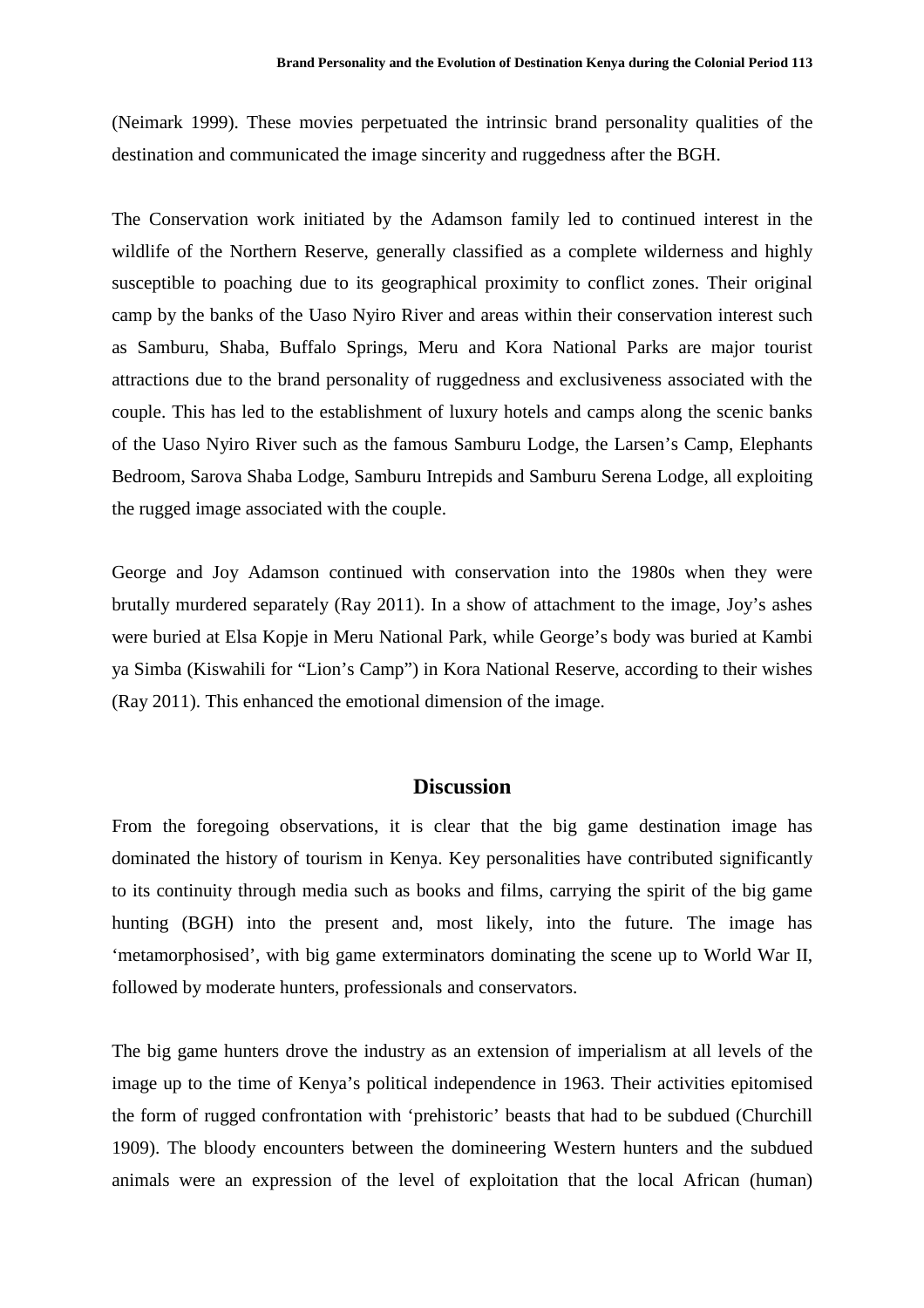(Neimark 1999). These movies perpetuated the intrinsic brand personality qualities of the destination and communicated the image sincerity and ruggedness after the BGH.

The Conservation work initiated by the Adamson family led to continued interest in the wildlife of the Northern Reserve, generally classified as a complete wilderness and highly susceptible to poaching due to its geographical proximity to conflict zones. Their original camp by the banks of the Uaso Nyiro River and areas within their conservation interest such as Samburu, Shaba, Buffalo Springs, Meru and Kora National Parks are major tourist attractions due to the brand personality of ruggedness and exclusiveness associated with the couple. This has led to the establishment of luxury hotels and camps along the scenic banks of the Uaso Nyiro River such as the famous Samburu Lodge, the Larsen's Camp, Elephants Bedroom, Sarova Shaba Lodge, Samburu Intrepids and Samburu Serena Lodge, all exploiting the rugged image associated with the couple.

George and Joy Adamson continued with conservation into the 1980s when they were brutally murdered separately (Ray 2011). In a show of attachment to the image, Joy's ashes were buried at Elsa Kopje in Meru National Park, while George's body was buried at Kambi ya Simba (Kiswahili for "Lion's Camp") in Kora National Reserve, according to their wishes (Ray 2011). This enhanced the emotional dimension of the image.

## Discussion

From the foregoing observations, it is clear that the big game destination image has dominated the history of tourism in Kenya. Key personalities have contributed significantly to its continuity through media such as books and films, carrying the spirit of the big game hunting (BGH) into the present and, most likely, into the future. The image has 'metamorphosised', with big game exterminators dominating the scene up to World War II, followed by moderate hunters, professionals and conservators.

The big game hunters drove the industry as an extension of imperialism at all levels of the image up to the time of Kenya's political independence in 1963. Their activities epitomised the form of rugged confrontation with 'prehistoric' beasts that had to be subdued (Churchill 1909). The bloody encounters between the domineering Western hunters and the subdued animals were an expression of the level of exploitation that the local African (human)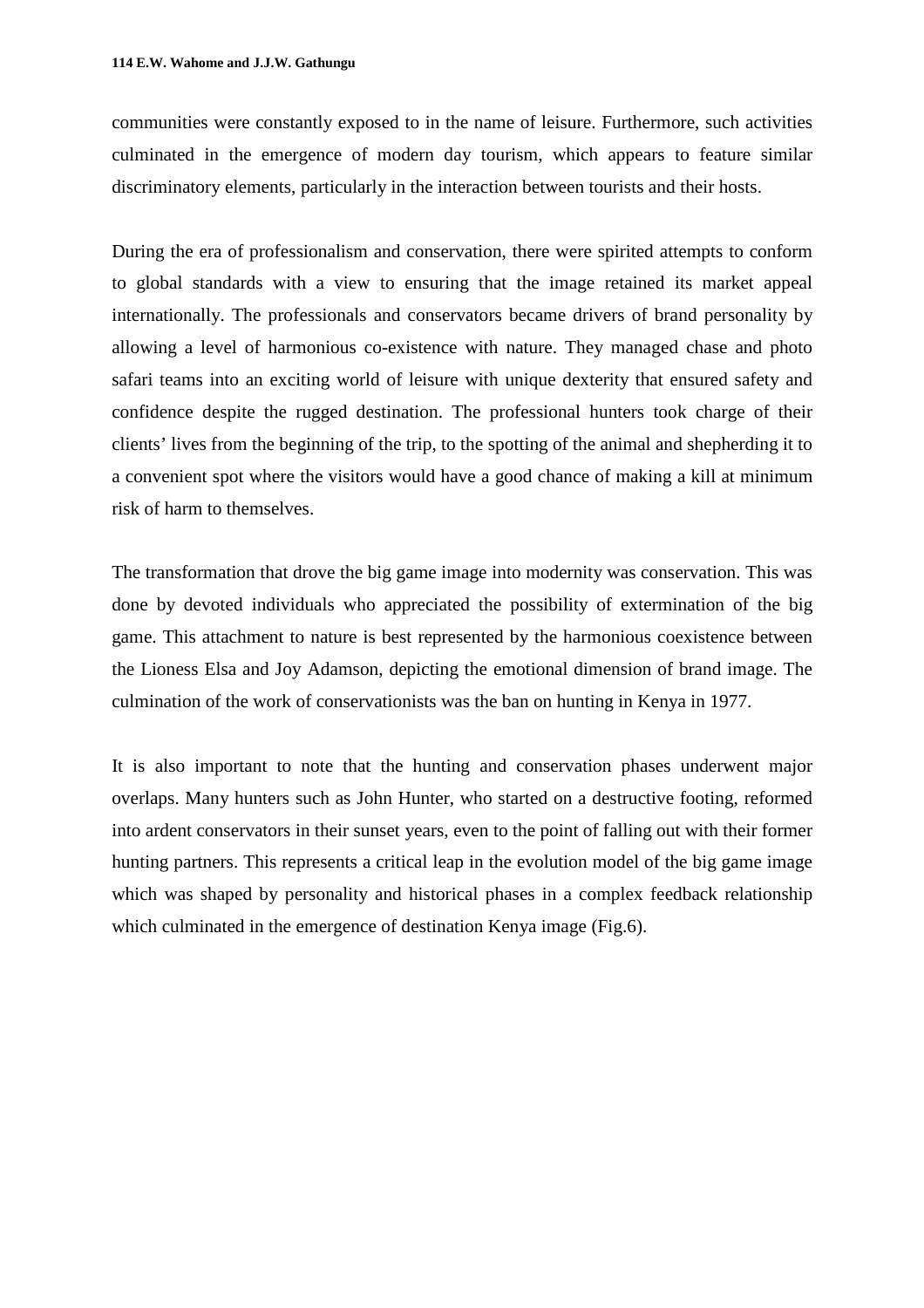communities were constantly exposed to in the name of leisure. Furthermore, such activities culminated in the emergence of modern day tourism, which appears to feature similar discriminatory elements, particularly in the interaction between tourists and their hosts.

During the era of professionalism and conservation, there were spirited attempts to conform to global standards with a view to ensuring that the image retained its market appeal internationally. The professionals and conservators became drivers of brand personality by allowing a level of harmonious co-existence with nature. They managed chase and photo safari teams into an exciting world of leisure with unique dexterity that ensured safety and confidence despite the rugged destination. The professional hunters took charge of their clients' lives from the beginning of the trip, to the spotting of the animal and shepherding it to a convenient spot where the visitors would have a good chance of making a kill at minimum risk of harm to themselves.

The transformation that drove the big game image into modernity was conservation. This was done by devoted individuals who appreciated the possibility of extermination of the big game. This attachment to nature is best represented by the harmonious coexistence between the Lioness Elsa and Joy Adamson, depicting the emotional dimension of brand image. The culmination of the work of conservationists was the ban on hunting in Kenya in 1977.

It is also important to note that the hunting and conservation phases underwent major overlaps. Many hunters such as John Hunter, who started on a destructive footing, reformed into ardent conservators in their sunset years, even to the point of falling out with their former hunting partners. This represents a critical leap in the evolution model of the big game image which was shaped by personality and historical phases in a complex feedback relationship which culminated in the emergence of destination Kenya image (Fig.6).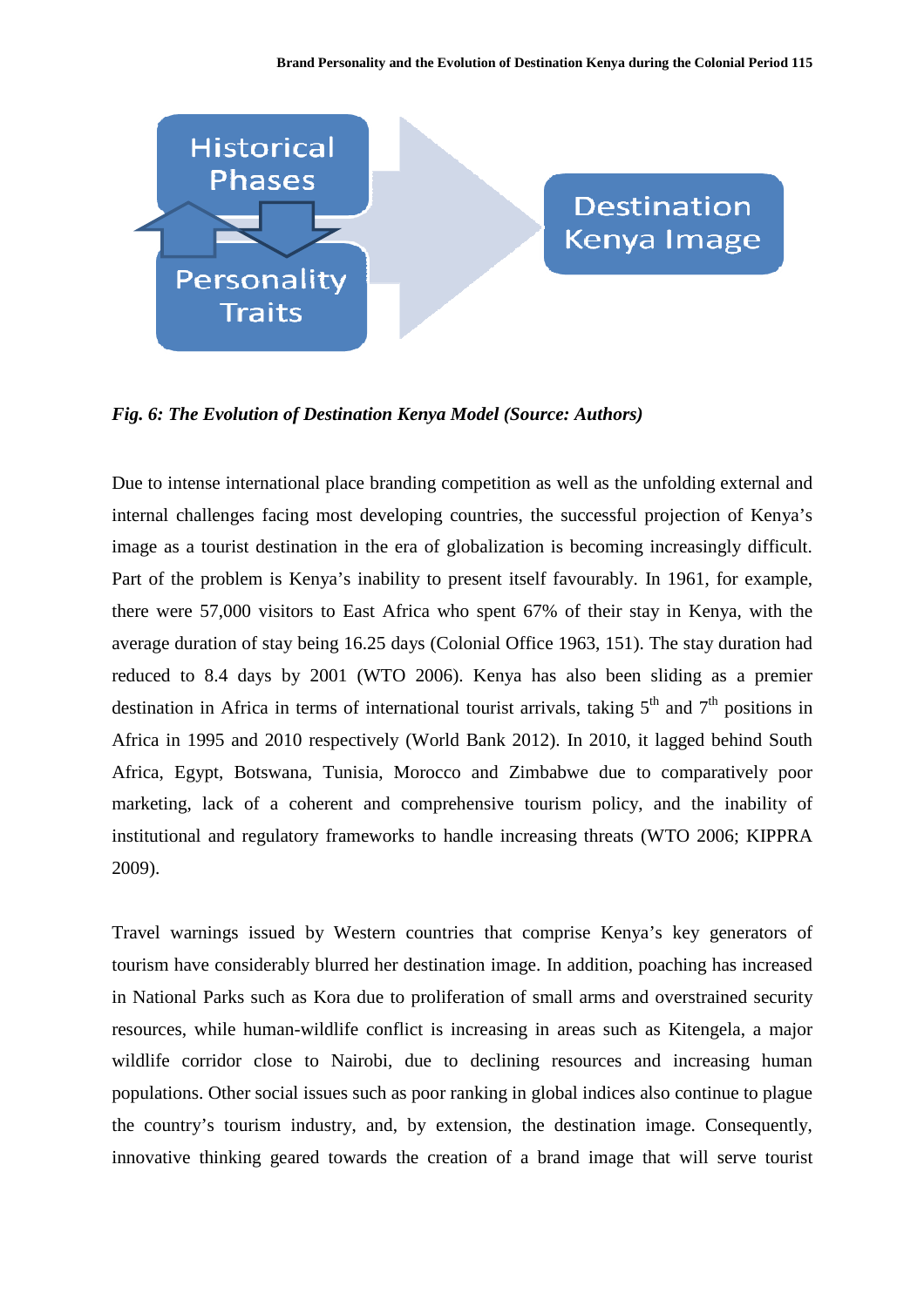Historical Phases

Personality Traits

Destination Kenya Image

***Fig. 6: The Evolution of Destination Kenya Model (Source: Authors)***

Due to intense international place branding competition as well as the unfolding external and internal challenges facing most developing countries, the successful projection of Kenya's image as a tourist destination in the era of globalization is becoming increasingly difficult. Part of the problem is Kenya's inability to present itself favourably. In 1961, for example, there were 57,000 visitors to East Africa who spent 67% of their stay in Kenya, with the average duration of stay being 16.25 days (Colonial Office 1963, 151). The stay duration had reduced to 8.4 days by 2001 (WTO 2006). Kenya has also been sliding as a premier destination in Africa in terms of international tourist arrivals, taking 5$^{th}$ and 7$^{th}$ positions in Africa in 1995 and 2010 respectively (World Bank 2012). In 2010, it lagged behind South Africa, Egypt, Botswana, Tunisia, Morocco and Zimbabwe due to comparatively poor marketing, lack of a coherent and comprehensive tourism policy, and the inability of institutional and regulatory frameworks to handle increasing threats (WTO 2006; KIPPRA 2009).

Travel warnings issued by Western countries that comprise Kenya's key generators of tourism have considerably blurred her destination image. In addition, poaching has increased in National Parks such as Kora due to proliferation of small arms and overstrained security resources, while human-wildlife conflict is increasing in areas such as Kitengela, a major wildlife corridor close to Nairobi, due to declining resources and increasing human populations. Other social issues such as poor ranking in global indices also continue to plague the country's tourism industry, and, by extension, the destination image. Consequently, innovative thinking geared towards the creation of a brand image that will serve tourist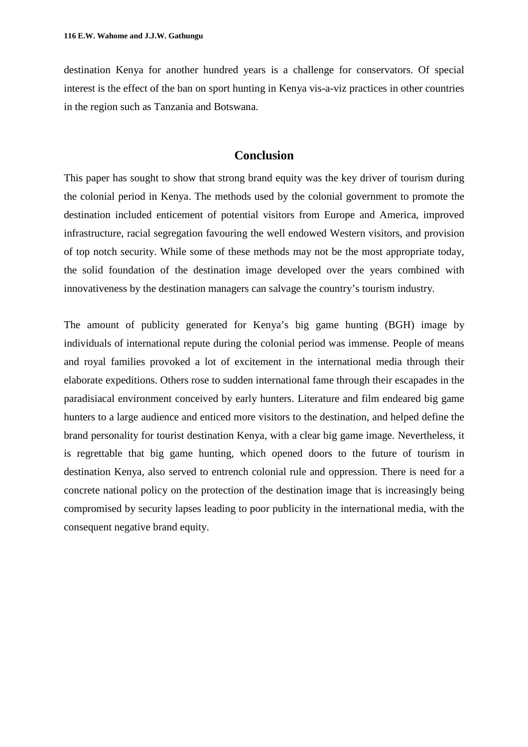destination Kenya for another hundred years is a challenge for conservators. Of special interest is the effect of the ban on sport hunting in Kenya vis-a-viz practices in other countries in the region such as Tanzania and Botswana.

## Conclusion

This paper has sought to show that strong brand equity was the key driver of tourism during the colonial period in Kenya. The methods used by the colonial government to promote the destination included enticement of potential visitors from Europe and America, improved infrastructure, racial segregation favouring the well endowed Western visitors, and provision of top notch security. While some of these methods may not be the most appropriate today, the solid foundation of the destination image developed over the years combined with innovativeness by the destination managers can salvage the country's tourism industry.

The amount of publicity generated for Kenya's big game hunting (BGH) image by individuals of international repute during the colonial period was immense. People of means and royal families provoked a lot of excitement in the international media through their elaborate expeditions. Others rose to sudden international fame through their escapades in the paradisiacal environment conceived by early hunters. Literature and film endeared big game hunters to a large audience and enticed more visitors to the destination, and helped define the brand personality for tourist destination Kenya, with a clear big game image. Nevertheless, it is regrettable that big game hunting, which opened doors to the future of tourism in destination Kenya, also served to entrench colonial rule and oppression. There is need for a concrete national policy on the protection of the destination image that is increasingly being compromised by security lapses leading to poor publicity in the international media, with the consequent negative brand equity.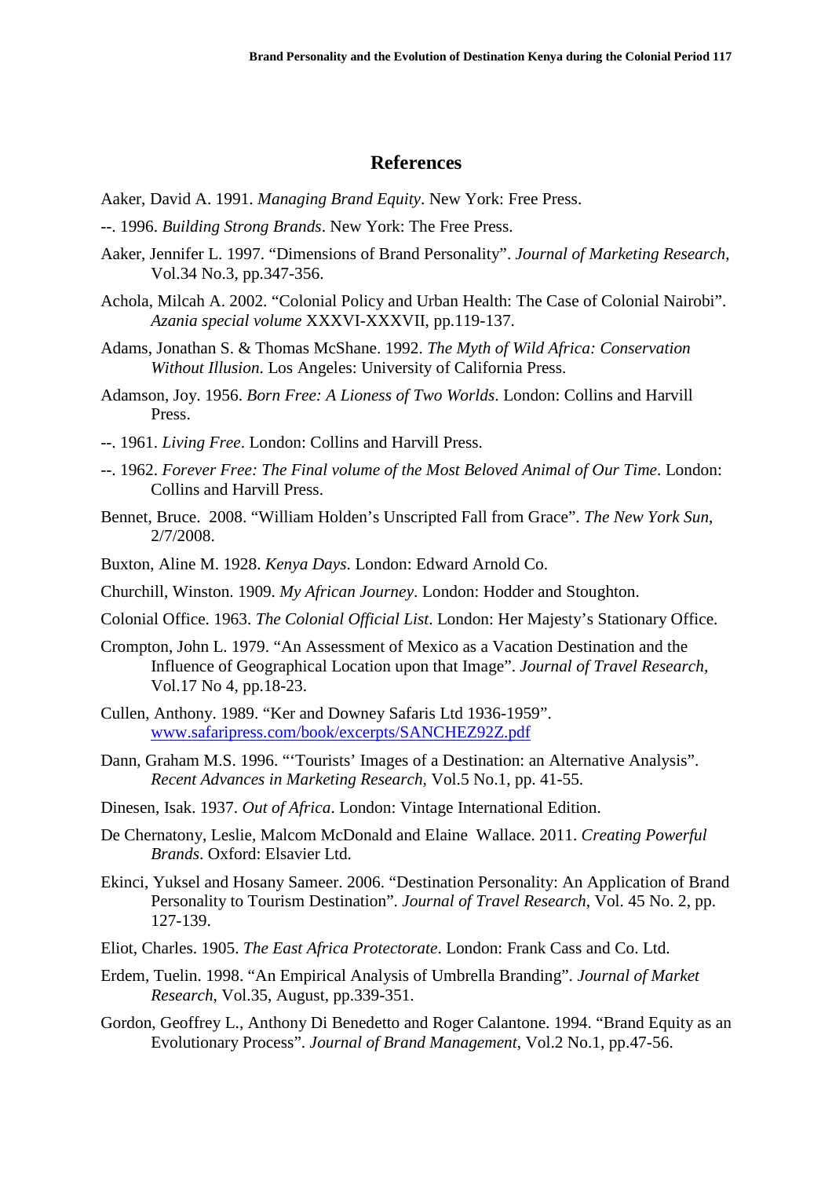## References

Aaker, David A. 1991. *Managing Brand Equity*. New York: Free Press.

--. 1996. *Building Strong Brands*. New York: The Free Press.

Aaker, Jennifer L. 1997. "Dimensions of Brand Personality". *Journal of Marketing Research*, Vol.34 No.3, pp.347-356.

Achola, Milcah A. 2002. "Colonial Policy and Urban Health: The Case of Colonial Nairobi". *Azania special volume* XXXVI-XXXVII, pp.119-137.

Adams, Jonathan S. & Thomas McShane. 1992. *The Myth of Wild Africa: Conservation Without Illusion*. Los Angeles: University of California Press.

Adamson, Joy. 1956. *Born Free: A Lioness of Two Worlds*. London: Collins and Harvill Press.

--. 1961. *Living Free*. London: Collins and Harvill Press.

--. 1962. *Forever Free: The Final volume of the Most Beloved Animal of Our Time*. London: Collins and Harvill Press.

Bennet, Bruce. 2008. "William Holden's Unscripted Fall from Grace". *The New York Sun*, 2/7/2008.

Buxton, Aline M. 1928. *Kenya Days*. London: Edward Arnold Co.

Churchill, Winston. 1909. *My African Journey*. London: Hodder and Stoughton.

Colonial Office. 1963. *The Colonial Official List*. London: Her Majesty's Stationary Office.

Crompton, John L. 1979. "An Assessment of Mexico as a Vacation Destination and the Influence of Geographical Location upon that Image". *Journal of Travel Research*, Vol.17 No 4, pp.18-23.

Cullen, Anthony. 1989. "Ker and Downey Safaris Ltd 1936-1959". [www.safaripress.com/book/excerpts/SANCHEZ92Z.pdf](www.safaripress.com/book/excerpts/SANCHEZ92Z.pdf)

Dann, Graham M.S. 1996. "'Tourists' Images of a Destination: an Alternative Analysis". *Recent Advances in Marketing Research*, Vol.5 No.1, pp. 41-55.

Dinesen, Isak. 1937. *Out of Africa*. London: Vintage International Edition.

De Chernatony, Leslie, Malcom McDonald and Elaine Wallace. 2011. *Creating Powerful Brands*. Oxford: Elsavier Ltd.

Ekinci, Yuksel and Hosany Sameer. 2006. "Destination Personality: An Application of Brand Personality to Tourism Destination". *Journal of Travel Research*, Vol. 45 No. 2, pp. 127-139.

Eliot, Charles. 1905. *The East Africa Protectorate*. London: Frank Cass and Co. Ltd.

Erdem, Tuelin. 1998. "An Empirical Analysis of Umbrella Branding". *Journal of Market Research*, Vol.35, August, pp.339-351.

Gordon, Geoffrey L., Anthony Di Benedetto and Roger Calantone. 1994. "Brand Equity as an Evolutionary Process". *Journal of Brand Management*, Vol.2 No.1, pp.47-56.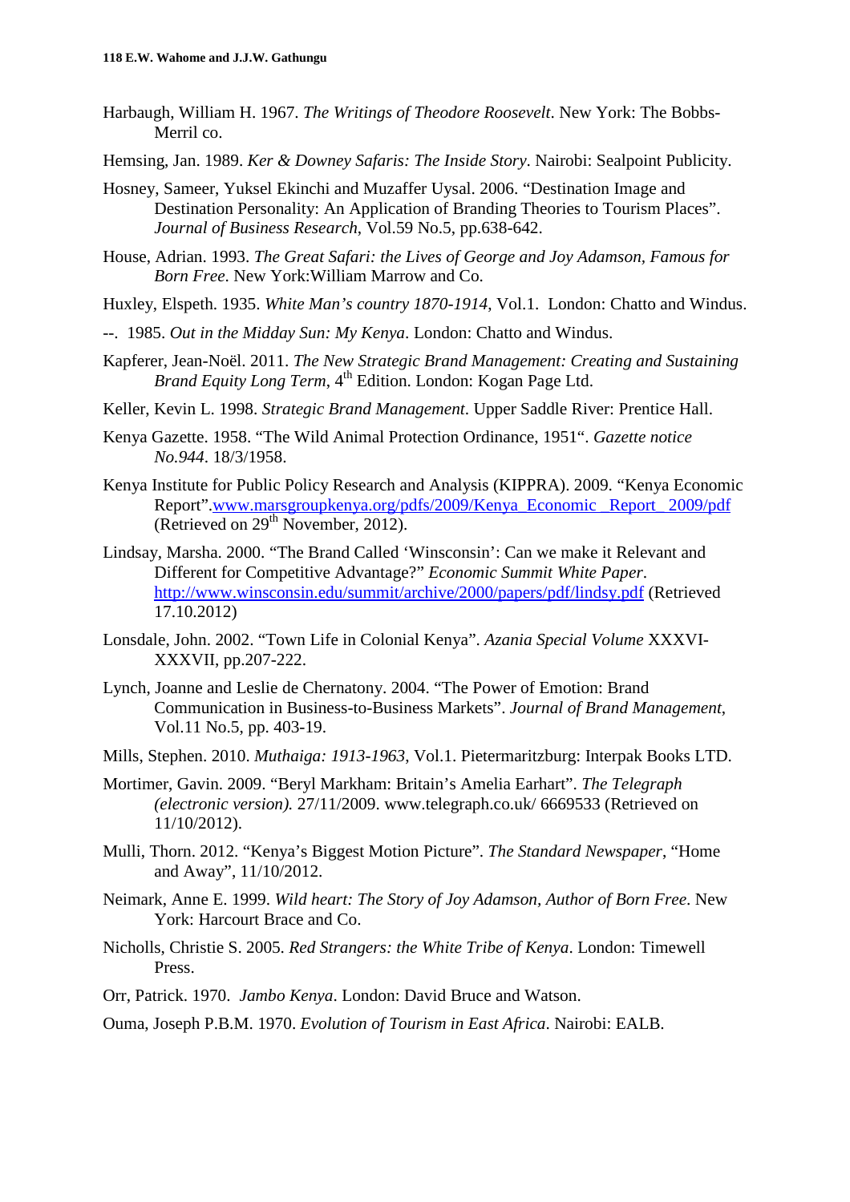Harbaugh, William H. 1967. *The Writings of Theodore Roosevelt*. New York: The Bobbs-Merril co.

Hemsing, Jan. 1989. *Ker & Downey Safaris: The Inside Story*. Nairobi: Sealpoint Publicity.

Hosney, Sameer, Yuksel Ekinchi and Muzaffer Uysal. 2006. "Destination Image and Destination Personality: An Application of Branding Theories to Tourism Places". *Journal of Business Research*, Vol.59 No.5, pp.638-642.

House, Adrian. 1993. *The Great Safari: the Lives of George and Joy Adamson, Famous for Born Free*. New York:William Marrow and Co.

Huxley, Elspeth. 1935. *White Man's country 1870-1914*, Vol.1. London: Chatto and Windus.

--. 1985. *Out in the Midday Sun: My Kenya*. London: Chatto and Windus.

Kapferer, Jean-Noël. 2011. *The New Strategic Brand Management: Creating and Sustaining Brand Equity Long Term*, 4th Edition. London: Kogan Page Ltd.

Keller, Kevin L. 1998. *Strategic Brand Management*. Upper Saddle River: Prentice Hall.

Kenya Gazette. 1958. "The Wild Animal Protection Ordinance, 1951". *Gazette notice No.944*. 18/3/1958.

Kenya Institute for Public Policy Research and Analysis (KIPPRA). 2009. "Kenya Economic Report".www.marsgroupkenya.org/pdfs/2009/Kenya_Economic_Report_2009/pdf (Retrieved on 29th November, 2012).

Lindsay, Marsha. 2000. "The Brand Called 'Winsconsin': Can we make it Relevant and Different for Competitive Advantage?" *Economic Summit White Paper*. http://www.winsconsin.edu/summit/archive/2000/papers/pdf/lindsy.pdf (Retrieved 17.10.2012)

Lonsdale, John. 2002. "Town Life in Colonial Kenya". *Azania Special Volume* XXXVI-XXXVII, pp.207-222.

Lynch, Joanne and Leslie de Chernatony. 2004. "The Power of Emotion: Brand Communication in Business-to-Business Markets". *Journal of Brand Management*, Vol.11 No.5, pp. 403-19.

Mills, Stephen. 2010. *Muthaiga: 1913-1963*, Vol.1. Pietermaritzburg: Interpak Books LTD.

Mortimer, Gavin. 2009. "Beryl Markham: Britain's Amelia Earhart". *The Telegraph (electronic version).* 27/11/2009. www.telegraph.co.uk/ 6669533 (Retrieved on 11/10/2012).

Mulli, Thorn. 2012. "Kenya's Biggest Motion Picture". *The Standard Newspaper*, "Home and Away", 11/10/2012.

Neimark, Anne E. 1999. *Wild heart: The Story of Joy Adamson, Author of Born Free*. New York: Harcourt Brace and Co.

Nicholls, Christie S. 2005. *Red Strangers: the White Tribe of Kenya*. London: Timewell Press.

Orr, Patrick. 1970. *Jambo Kenya*. London: David Bruce and Watson.

Ouma, Joseph P.B.M. 1970. *Evolution of Tourism in East Africa*. Nairobi: EALB.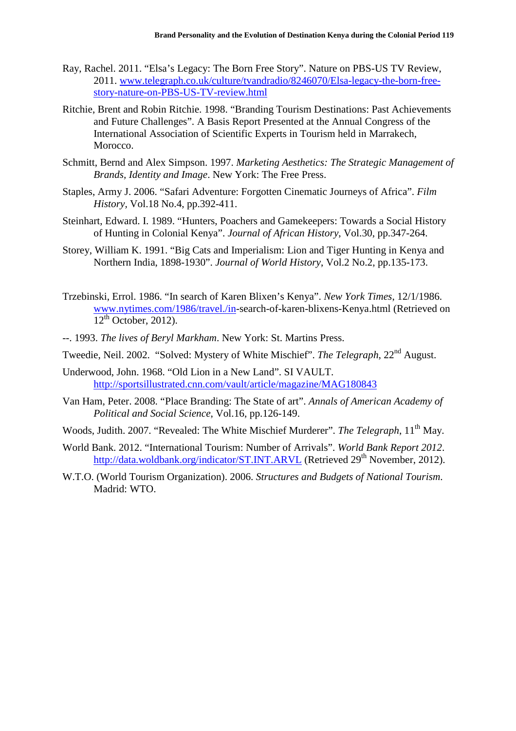Ray, Rachel. 2011. “Elsa’s Legacy: The Born Free Story”. Nature on PBS-US TV Review, 2011. www.telegraph.co.uk/culture/tvandradio/8246070/Elsa-legacy-the-born-free-story-nature-on-PBS-US-TV-review.html

Ritchie, Brent and Robin Ritchie. 1998. “Branding Tourism Destinations: Past Achievements and Future Challenges”. A Basis Report Presented at the Annual Congress of the International Association of Scientific Experts in Tourism held in Marrakech, Morocco.

Schmitt, Bernd and Alex Simpson. 1997. *Marketing Aesthetics: The Strategic Management of Brands, Identity and Image*. New York: The Free Press.

Staples, Army J. 2006. “Safari Adventure: Forgotten Cinematic Journeys of Africa”. *Film History*, Vol.18 No.4, pp.392-411.

Steinhart, Edward. I. 1989. “Hunters, Poachers and Gamekeepers: Towards a Social History of Hunting in Colonial Kenya”. *Journal of African History*, Vol.30, pp.347-264.

Storey, William K. 1991. “Big Cats and Imperialism: Lion and Tiger Hunting in Kenya and Northern India, 1898-1930”. *Journal of World History*, Vol.2 No.2, pp.135-173.

Trzebinski, Errol. 1986. “In search of Karen Blixen’s Kenya”. *New York Times*, 12/1/1986. www.nytimes.com/1986/travel./in-search-of-karen-blixens-Kenya.html (Retrieved on 12th October, 2012).

--. 1993. *The lives of Beryl Markham*. New York: St. Martins Press.

Tweedie, Neil. 2002. “Solved: Mystery of White Mischief”. *The Telegraph*, 22nd August.

Underwood, John. 1968. “Old Lion in a New Land”. SI VAULT. http://sportsillustrated.cnn.com/vault/article/magazine/MAG180843

Van Ham, Peter. 2008. “Place Branding: The State of art”. *Annals of American Academy of Political and Social Science*, Vol.16, pp.126-149.

Woods, Judith. 2007. “Revealed: The White Mischief Murderer”. *The Telegraph*, 11th May.

World Bank. 2012. “International Tourism: Number of Arrivals”. *World Bank Report 2012*. http://data.woldbank.org/indicator/ST.INT.ARVL (Retrieved 29th November, 2012).

W.T.O. (World Tourism Organization). 2006. *Structures and Budgets of National Tourism*. Madrid: WTO.